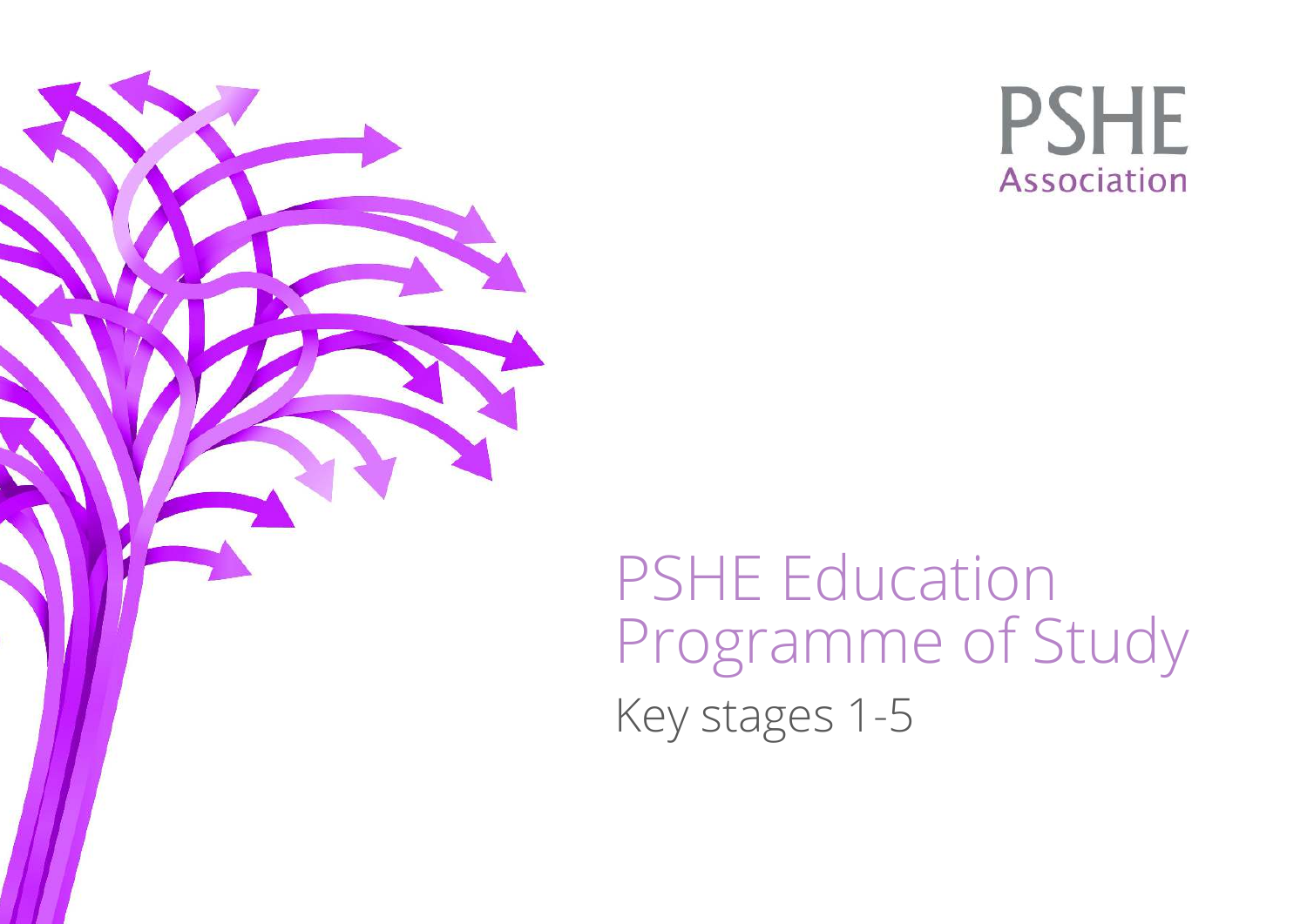PSHE
Association

# PSHE Education Programme of Study

Key stages 1-5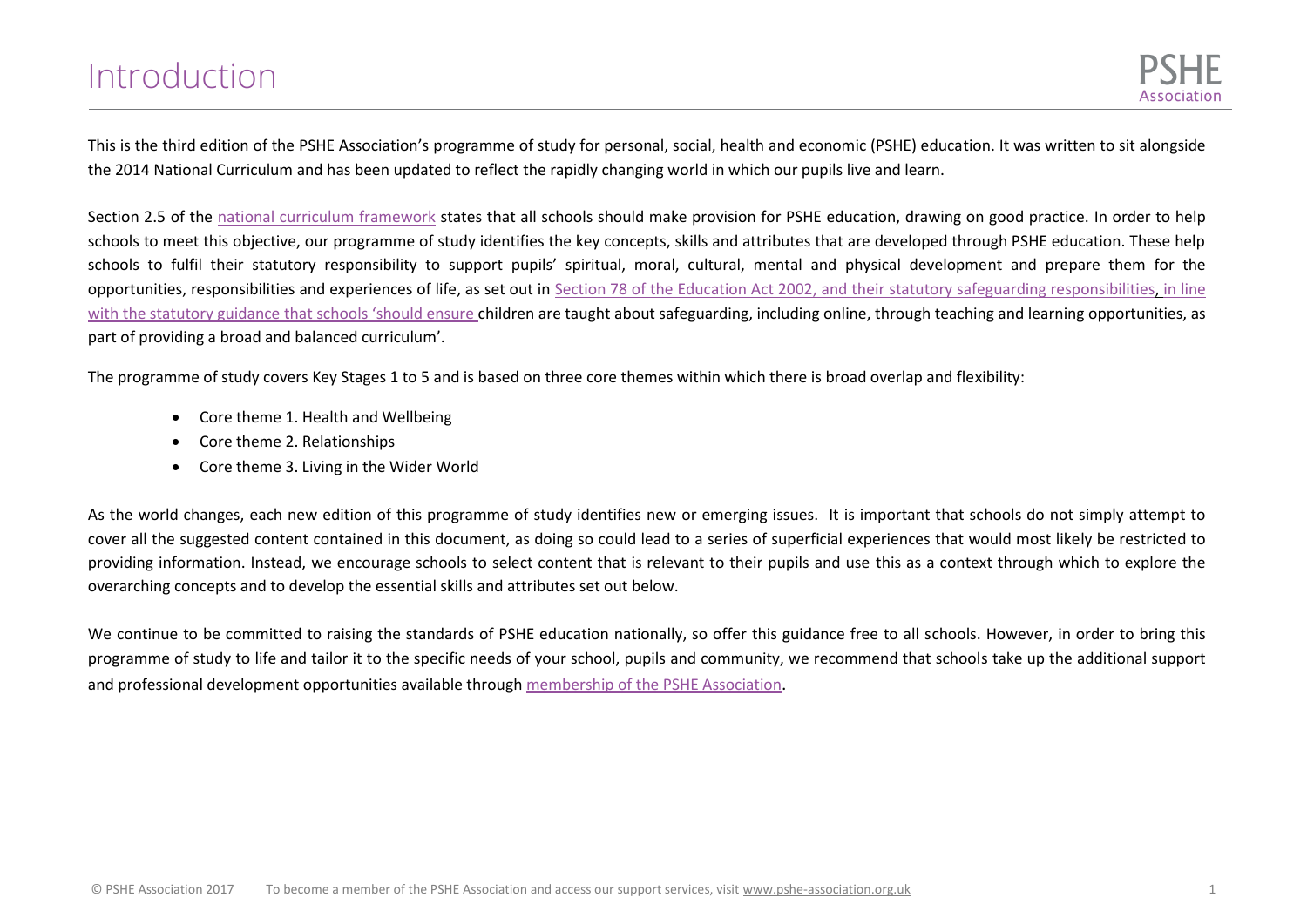# Introduction

This is the third edition of the PSHE Association's programme of study for personal, social, health and economic (PSHE) education. It was written to sit alongside the 2014 National Curriculum and has been updated to reflect the rapidly changing world in which our pupils live and learn.

Section 2.5 of the national curriculum framework states that all schools should make provision for PSHE education, drawing on good practice. In order to help schools to meet this objective, our programme of study identifies the key concepts, skills and attributes that are developed through PSHE education. These help schools to fulfil their statutory responsibility to support pupils' spiritual, moral, cultural, mental and physical development and prepare them for the opportunities, responsibilities and experiences of life, as set out in Section 78 of the Education Act 2002, and their statutory safeguarding responsibilities, in line with the statutory guidance that schools 'should ensure children are taught about safeguarding, including online, through teaching and learning opportunities, as part of providing a broad and balanced curriculum'.

The programme of study covers Key Stages 1 to 5 and is based on three core themes within which there is broad overlap and flexibility:

- Core theme 1. Health and Wellbeing
- Core theme 2. Relationships
- Core theme 3. Living in the Wider World

As the world changes, each new edition of this programme of study identifies new or emerging issues. It is important that schools do not simply attempt to cover all the suggested content contained in this document, as doing so could lead to a series of superficial experiences that would most likely be restricted to providing information. Instead, we encourage schools to select content that is relevant to their pupils and use this as a context through which to explore the overarching concepts and to develop the essential skills and attributes set out below.

We continue to be committed to raising the standards of PSHE education nationally, so offer this guidance free to all schools. However, in order to bring this programme of study to life and tailor it to the specific needs of your school, pupils and community, we recommend that schools take up the additional support and professional development opportunities available through membership of the PSHE Association.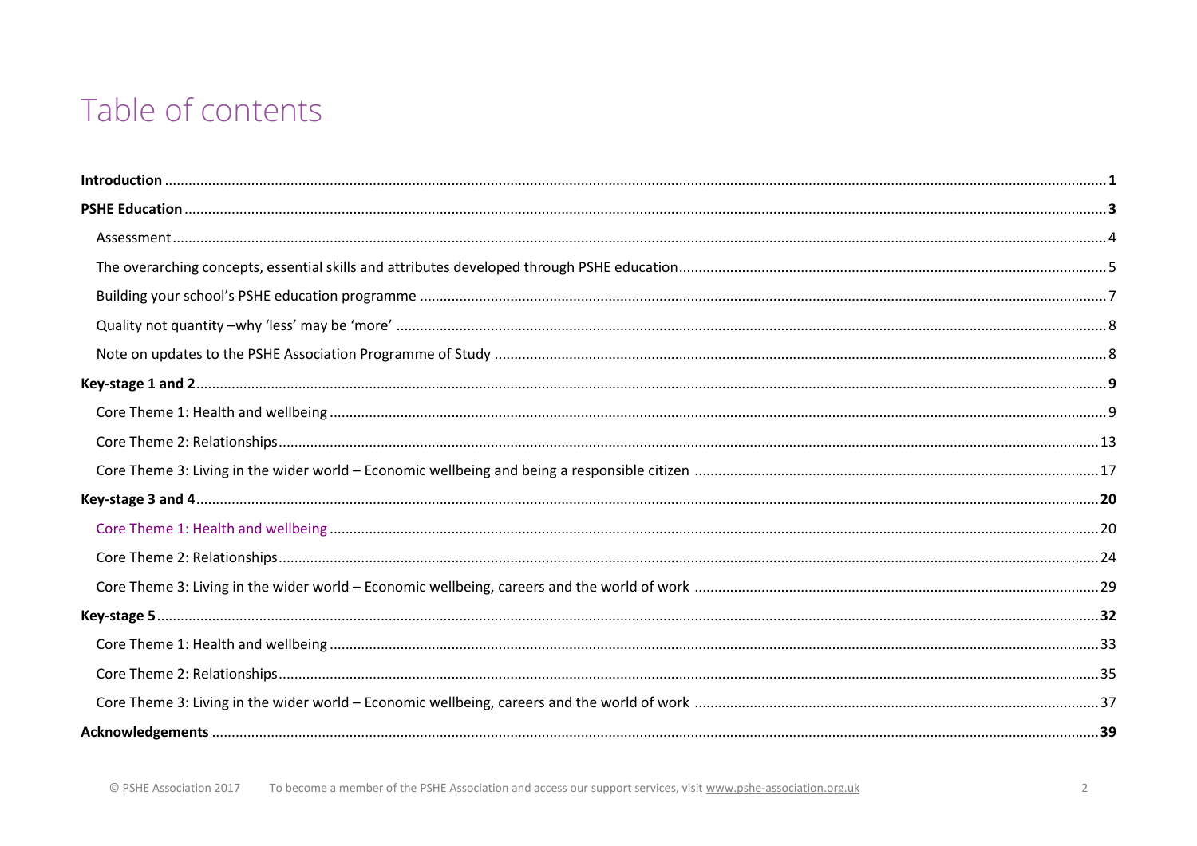# Table of contents

**Introduction** .......... **1**

**PSHE Education** .......... **3**

- Assessment .......... 4
- The overarching concepts, essential skills and attributes developed through PSHE education .......... 5
- Building your school's PSHE education programme .......... 7
- Quality not quantity –why 'less' may be 'more' .......... 8
- Note on updates to the PSHE Association Programme of Study .......... 8

**Key-stage 1 and 2** .......... **9**

- Core Theme 1: Health and wellbeing .......... 9
- Core Theme 2: Relationships .......... 13
- Core Theme 3: Living in the wider world – Economic wellbeing and being a responsible citizen .......... 17

**Key-stage 3 and 4** .......... **20**

- Core Theme 1: Health and wellbeing .......... 20
- Core Theme 2: Relationships .......... 24
- Core Theme 3: Living in the wider world – Economic wellbeing, careers and the world of work .......... 29

**Key-stage 5** .......... **32**

- Core Theme 1: Health and wellbeing .......... 33
- Core Theme 2: Relationships .......... 35
- Core Theme 3: Living in the wider world – Economic wellbeing, careers and the world of work .......... 37

**Acknowledgements** .......... **39**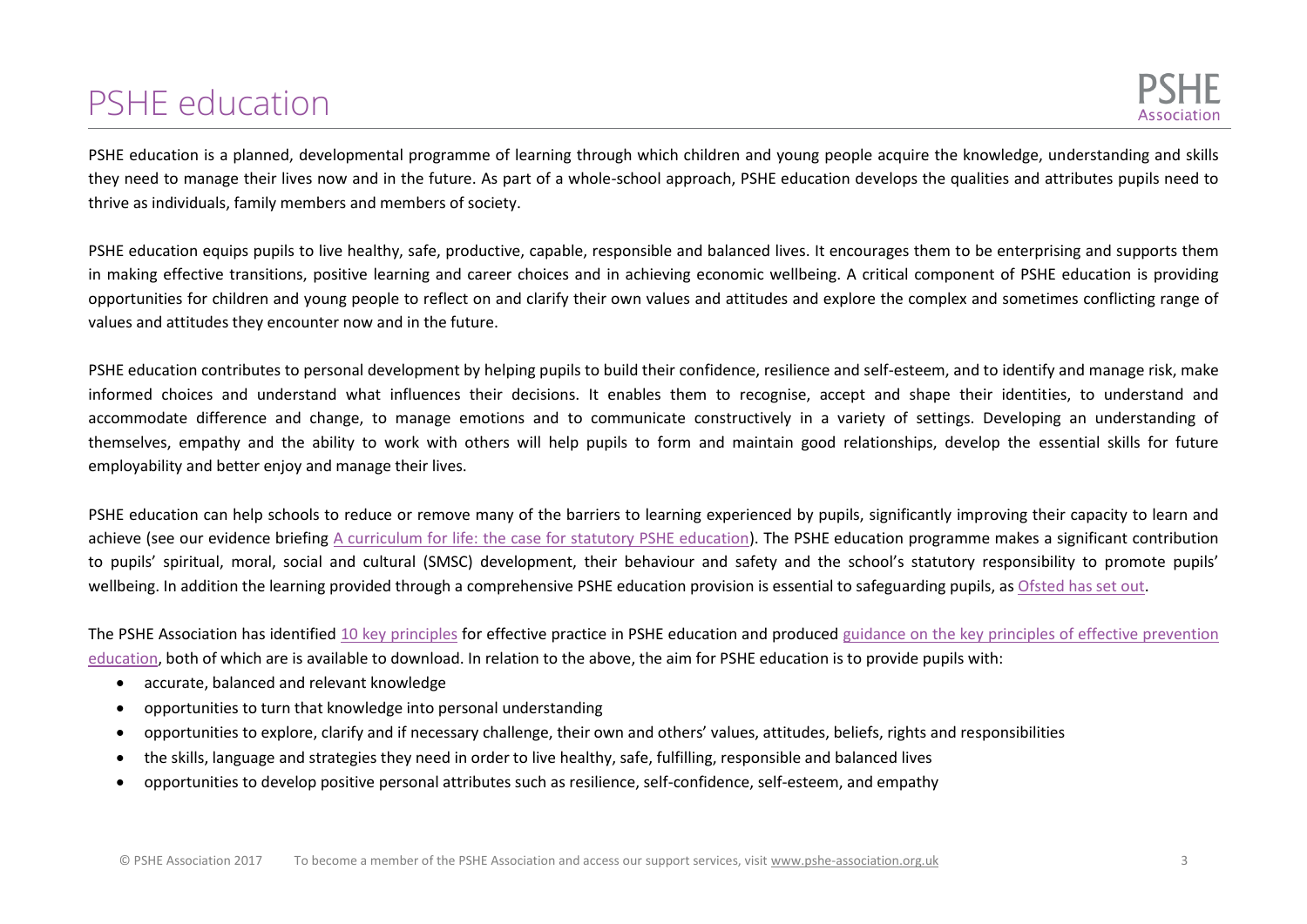# PSHE education

PSHE education is a planned, developmental programme of learning through which children and young people acquire the knowledge, understanding and skills they need to manage their lives now and in the future. As part of a whole-school approach, PSHE education develops the qualities and attributes pupils need to thrive as individuals, family members and members of society.

PSHE education equips pupils to live healthy, safe, productive, capable, responsible and balanced lives. It encourages them to be enterprising and supports them in making effective transitions, positive learning and career choices and in achieving economic wellbeing. A critical component of PSHE education is providing opportunities for children and young people to reflect on and clarify their own values and attitudes and explore the complex and sometimes conflicting range of values and attitudes they encounter now and in the future.

PSHE education contributes to personal development by helping pupils to build their confidence, resilience and self-esteem, and to identify and manage risk, make informed choices and understand what influences their decisions. It enables them to recognise, accept and shape their identities, to understand and accommodate difference and change, to manage emotions and to communicate constructively in a variety of settings. Developing an understanding of themselves, empathy and the ability to work with others will help pupils to form and maintain good relationships, develop the essential skills for future employability and better enjoy and manage their lives.

PSHE education can help schools to reduce or remove many of the barriers to learning experienced by pupils, significantly improving their capacity to learn and achieve (see our evidence briefing A curriculum for life: the case for statutory PSHE education). The PSHE education programme makes a significant contribution to pupils' spiritual, moral, social and cultural (SMSC) development, their behaviour and safety and the school's statutory responsibility to promote pupils' wellbeing. In addition the learning provided through a comprehensive PSHE education provision is essential to safeguarding pupils, as Ofsted has set out.

The PSHE Association has identified 10 key principles for effective practice in PSHE education and produced guidance on the key principles of effective prevention education, both of which are is available to download. In relation to the above, the aim for PSHE education is to provide pupils with:

- accurate, balanced and relevant knowledge
- opportunities to turn that knowledge into personal understanding
- opportunities to explore, clarify and if necessary challenge, their own and others' values, attitudes, beliefs, rights and responsibilities
- the skills, language and strategies they need in order to live healthy, safe, fulfilling, responsible and balanced lives
- opportunities to develop positive personal attributes such as resilience, self-confidence, self-esteem, and empathy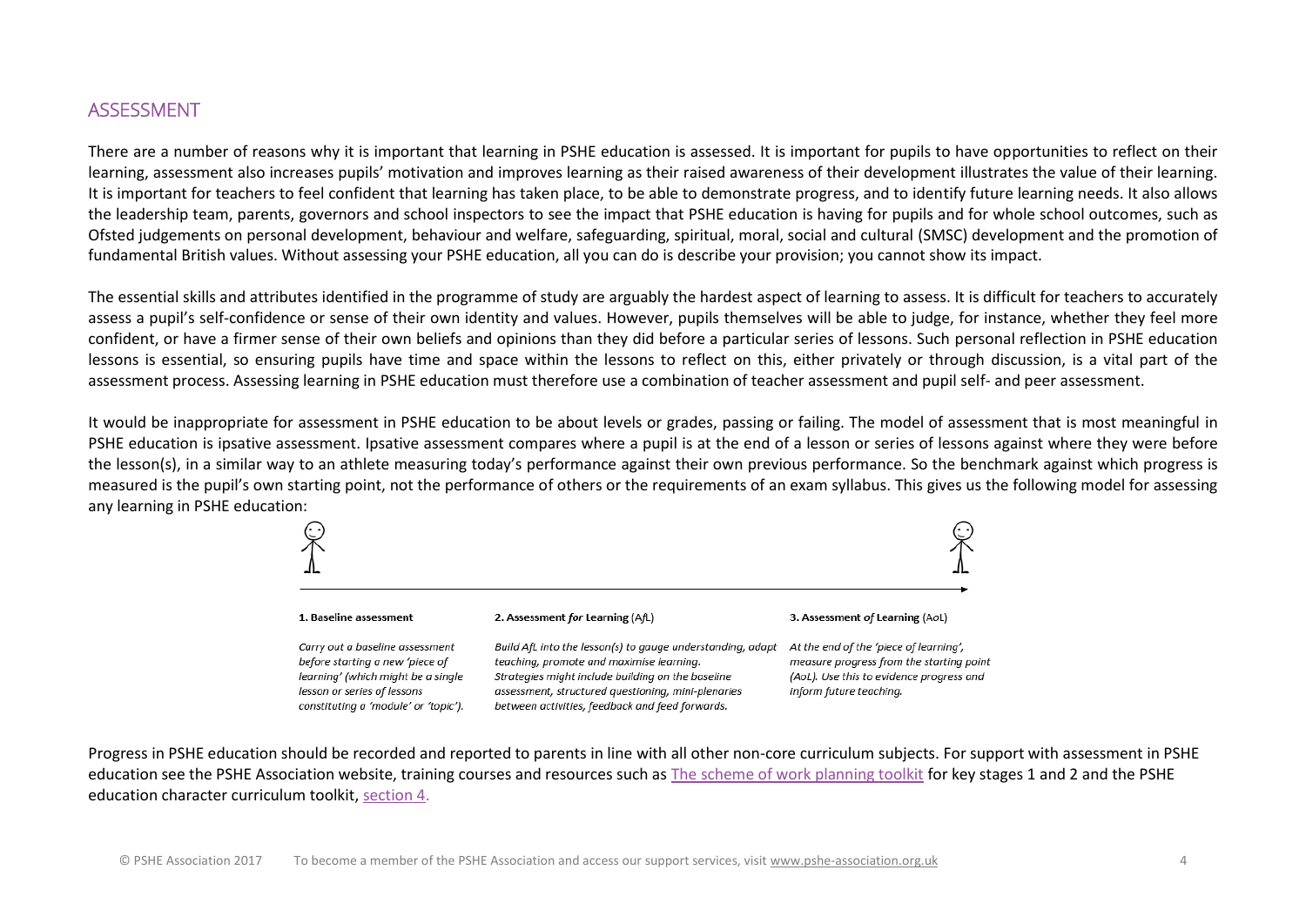## ASSESSMENT

There are a number of reasons why it is important that learning in PSHE education is assessed. It is important for pupils to have opportunities to reflect on their learning, assessment also increases pupils' motivation and improves learning as their raised awareness of their development illustrates the value of their learning. It is important for teachers to feel confident that learning has taken place, to be able to demonstrate progress, and to identify future learning needs. It also allows the leadership team, parents, governors and school inspectors to see the impact that PSHE education is having for pupils and for whole school outcomes, such as Ofsted judgements on personal development, behaviour and welfare, safeguarding, spiritual, moral, social and cultural (SMSC) development and the promotion of fundamental British values. Without assessing your PSHE education, all you can do is describe your provision; you cannot show its impact.

The essential skills and attributes identified in the programme of study are arguably the hardest aspect of learning to assess. It is difficult for teachers to accurately assess a pupil's self-confidence or sense of their own identity and values. However, pupils themselves will be able to judge, for instance, whether they feel more confident, or have a firmer sense of their own beliefs and opinions than they did before a particular series of lessons. Such personal reflection in PSHE education lessons is essential, so ensuring pupils have time and space within the lessons to reflect on this, either privately or through discussion, is a vital part of the assessment process. Assessing learning in PSHE education must therefore use a combination of teacher assessment and pupil self- and peer assessment.

It would be inappropriate for assessment in PSHE education to be about levels or grades, passing or failing. The model of assessment that is most meaningful in PSHE education is ipsative assessment. Ipsative assessment compares where a pupil is at the end of a lesson or series of lessons against where they were before the lesson(s), in a similar way to an athlete measuring today's performance against their own previous performance. So the benchmark against which progress is measured is the pupil's own starting point, not the performance of others or the requirements of an exam syllabus. This gives us the following model for assessing any learning in PSHE education:

| **1. Baseline assessment** | **2. Assessment *for* Learning (A*f*L)** | **3. Assessment *of* Learning (AoL)** |
|---|---|---|
| *Carry out a baseline assessment before starting a new 'piece of learning' (which might be a single lesson or series of lessons constituting a 'module' or 'topic').* | *Build AfL into the lesson(s) to gauge understanding, adapt teaching, promote and maximise learning. Strategies might include building on the baseline assessment, structured questioning, mini-plenaries between activities, feedback and feed forwards.* | *At the end of the 'piece of learning', measure progress from the starting point (AoL). Use this to evidence progress and inform future teaching.* |

Progress in PSHE education should be recorded and reported to parents in line with all other non-core curriculum subjects. For support with assessment in PSHE education see the PSHE Association website, training courses and resources such as The scheme of work planning toolkit for key stages 1 and 2 and the PSHE education character curriculum toolkit, section 4.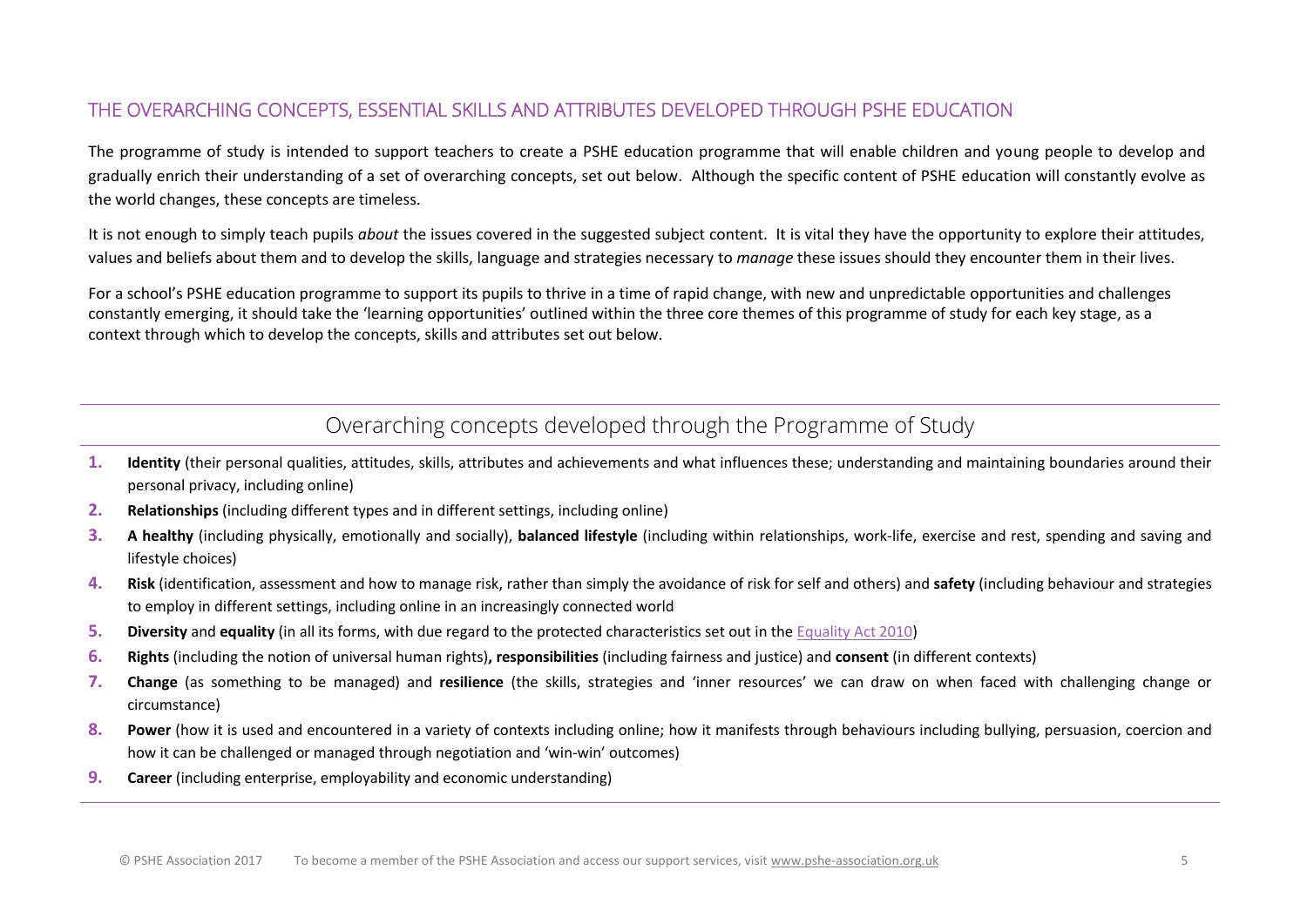## THE OVERARCHING CONCEPTS, ESSENTIAL SKILLS AND ATTRIBUTES DEVELOPED THROUGH PSHE EDUCATION

The programme of study is intended to support teachers to create a PSHE education programme that will enable children and young people to develop and gradually enrich their understanding of a set of overarching concepts, set out below. Although the specific content of PSHE education will constantly evolve as the world changes, these concepts are timeless.

It is not enough to simply teach pupils *about* the issues covered in the suggested subject content. It is vital they have the opportunity to explore their attitudes, values and beliefs about them and to develop the skills, language and strategies necessary to *manage* these issues should they encounter them in their lives.

For a school's PSHE education programme to support its pupils to thrive in a time of rapid change, with new and unpredictable opportunities and challenges constantly emerging, it should take the 'learning opportunities' outlined within the three core themes of this programme of study for each key stage, as a context through which to develop the concepts, skills and attributes set out below.

## Overarching concepts developed through the Programme of Study

1. **Identity** (their personal qualities, attitudes, skills, attributes and achievements and what influences these; understanding and maintaining boundaries around their personal privacy, including online)
2. **Relationships** (including different types and in different settings, including online)
3. **A healthy** (including physically, emotionally and socially), **balanced lifestyle** (including within relationships, work-life, exercise and rest, spending and saving and lifestyle choices)
4. **Risk** (identification, assessment and how to manage risk, rather than simply the avoidance of risk for self and others) and **safety** (including behaviour and strategies to employ in different settings, including online in an increasingly connected world
5. **Diversity** and **equality** (in all its forms, with due regard to the protected characteristics set out in the Equality Act 2010)
6. **Rights** (including the notion of universal human rights)**, responsibilities** (including fairness and justice) and **consent** (in different contexts)
7. **Change** (as something to be managed) and **resilience** (the skills, strategies and 'inner resources' we can draw on when faced with challenging change or circumstance)
8. **Power** (how it is used and encountered in a variety of contexts including online; how it manifests through behaviours including bullying, persuasion, coercion and how it can be challenged or managed through negotiation and 'win-win' outcomes)
9. **Career** (including enterprise, employability and economic understanding)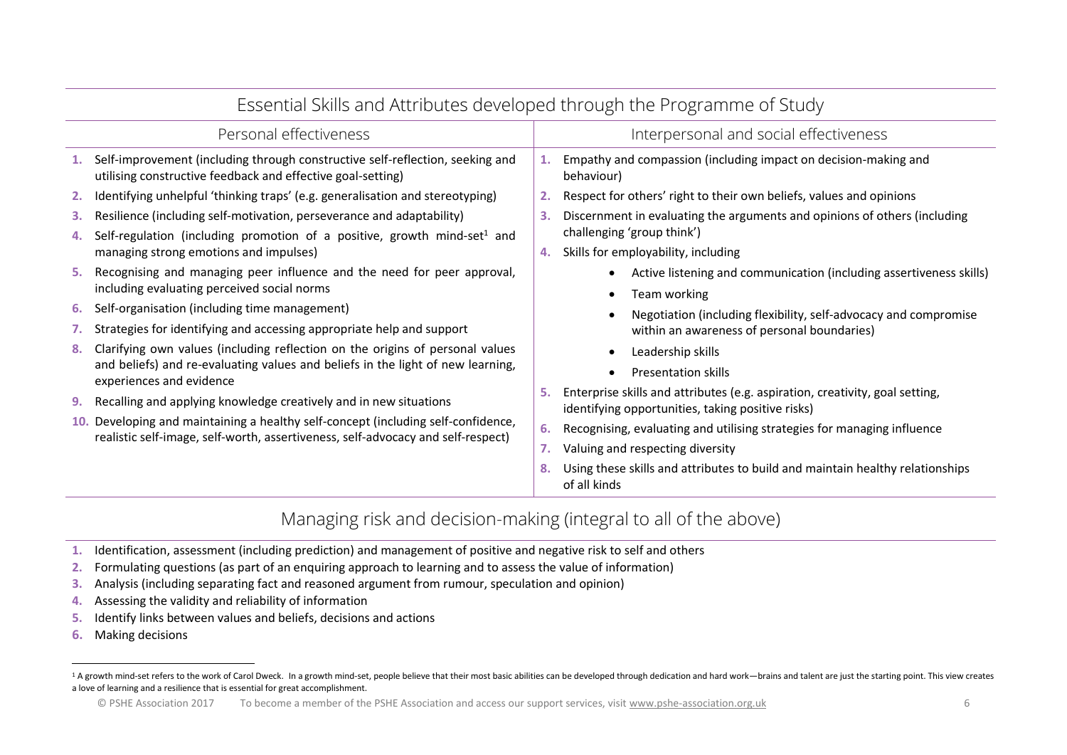# Essential Skills and Attributes developed through the Programme of Study

## Personal effectiveness

1. Self-improvement (including through constructive self-reflection, seeking and utilising constructive feedback and effective goal-setting)
2. Identifying unhelpful 'thinking traps' (e.g. generalisation and stereotyping)
3. Resilience (including self-motivation, perseverance and adaptability)
4. Self-regulation (including promotion of a positive, growth mind-set[1] and managing strong emotions and impulses)
5. Recognising and managing peer influence and the need for peer approval, including evaluating perceived social norms
6. Self-organisation (including time management)
7. Strategies for identifying and accessing appropriate help and support
8. Clarifying own values (including reflection on the origins of personal values and beliefs) and re-evaluating values and beliefs in the light of new learning, experiences and evidence
9. Recalling and applying knowledge creatively and in new situations
10. Developing and maintaining a healthy self-concept (including self-confidence, realistic self-image, self-worth, assertiveness, self-advocacy and self-respect)

## Interpersonal and social effectiveness

1. Empathy and compassion (including impact on decision-making and behaviour)
2. Respect for others' right to their own beliefs, values and opinions
3. Discernment in evaluating the arguments and opinions of others (including challenging 'group think')
4. Skills for employability, including
    - Active listening and communication (including assertiveness skills)
    - Team working
    - Negotiation (including flexibility, self-advocacy and compromise within an awareness of personal boundaries)
    - Leadership skills
    - Presentation skills
5. Enterprise skills and attributes (e.g. aspiration, creativity, goal setting, identifying opportunities, taking positive risks)
6. Recognising, evaluating and utilising strategies for managing influence
7. Valuing and respecting diversity
8. Using these skills and attributes to build and maintain healthy relationships of all kinds

## Managing risk and decision-making (integral to all of the above)

1. Identification, assessment (including prediction) and management of positive and negative risk to self and others
2. Formulating questions (as part of an enquiring approach to learning and to assess the value of information)
3. Analysis (including separating fact and reasoned argument from rumour, speculation and opinion)
4. Assessing the validity and reliability of information
5. Identify links between values and beliefs, decisions and actions
6. Making decisions

---

[1] A growth mind-set refers to the work of Carol Dweck. In a growth mind-set, people believe that their most basic abilities can be developed through dedication and hard work—brains and talent are just the starting point. This view creates a love of learning and a resilience that is essential for great accomplishment.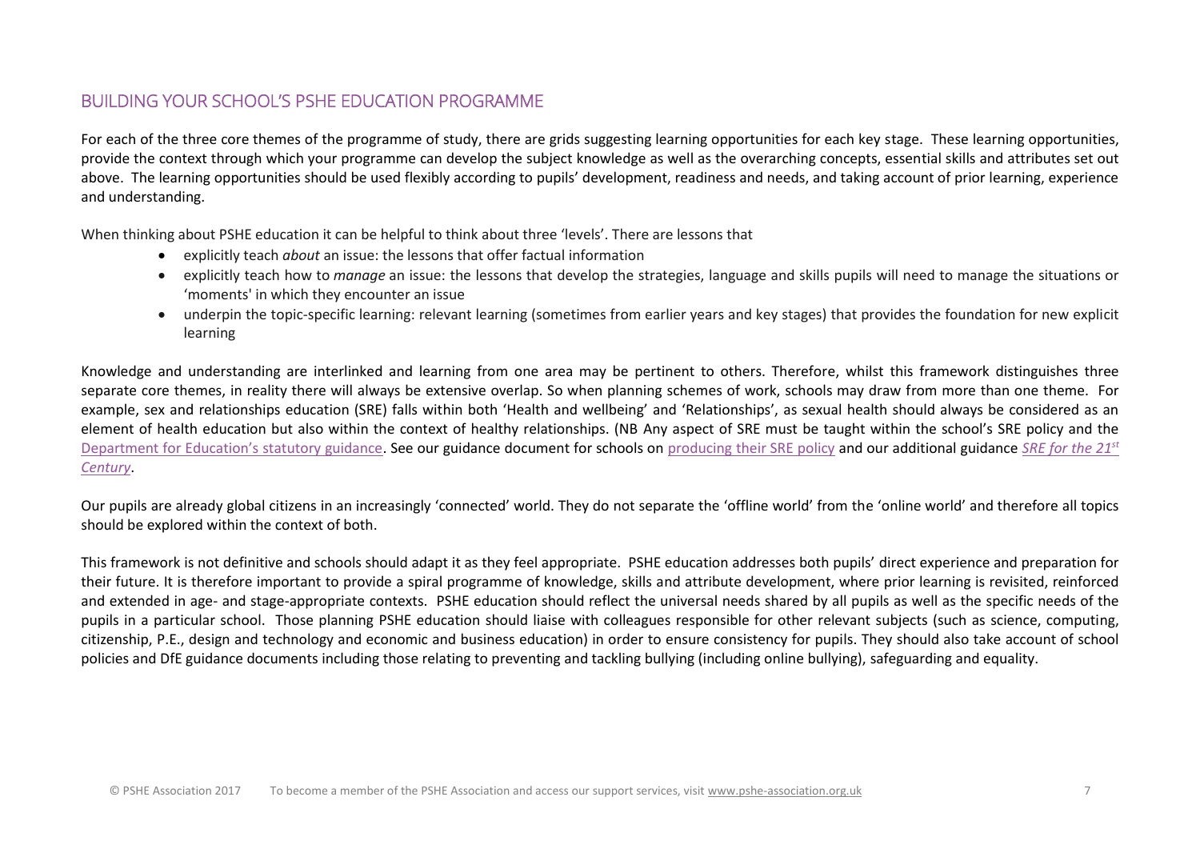## BUILDING YOUR SCHOOL'S PSHE EDUCATION PROGRAMME

For each of the three core themes of the programme of study, there are grids suggesting learning opportunities for each key stage. These learning opportunities, provide the context through which your programme can develop the subject knowledge as well as the overarching concepts, essential skills and attributes set out above. The learning opportunities should be used flexibly according to pupils' development, readiness and needs, and taking account of prior learning, experience and understanding.

When thinking about PSHE education it can be helpful to think about three 'levels'. There are lessons that

- explicitly teach *about* an issue: the lessons that offer factual information
- explicitly teach how to *manage* an issue: the lessons that develop the strategies, language and skills pupils will need to manage the situations or 'moments' in which they encounter an issue
- underpin the topic-specific learning: relevant learning (sometimes from earlier years and key stages) that provides the foundation for new explicit learning

Knowledge and understanding are interlinked and learning from one area may be pertinent to others. Therefore, whilst this framework distinguishes three separate core themes, in reality there will always be extensive overlap. So when planning schemes of work, schools may draw from more than one theme. For example, sex and relationships education (SRE) falls within both 'Health and wellbeing' and 'Relationships', as sexual health should always be considered as an element of health education but also within the context of healthy relationships. (NB Any aspect of SRE must be taught within the school's SRE policy and the Department for Education's statutory guidance. See our guidance document for schools on producing their SRE policy and our additional guidance *SRE for the 21st Century*.

Our pupils are already global citizens in an increasingly 'connected' world. They do not separate the 'offline world' from the 'online world' and therefore all topics should be explored within the context of both.

This framework is not definitive and schools should adapt it as they feel appropriate. PSHE education addresses both pupils' direct experience and preparation for their future. It is therefore important to provide a spiral programme of knowledge, skills and attribute development, where prior learning is revisited, reinforced and extended in age- and stage-appropriate contexts. PSHE education should reflect the universal needs shared by all pupils as well as the specific needs of the pupils in a particular school. Those planning PSHE education should liaise with colleagues responsible for other relevant subjects (such as science, computing, citizenship, P.E., design and technology and economic and business education) in order to ensure consistency for pupils. They should also take account of school policies and DfE guidance documents including those relating to preventing and tackling bullying (including online bullying), safeguarding and equality.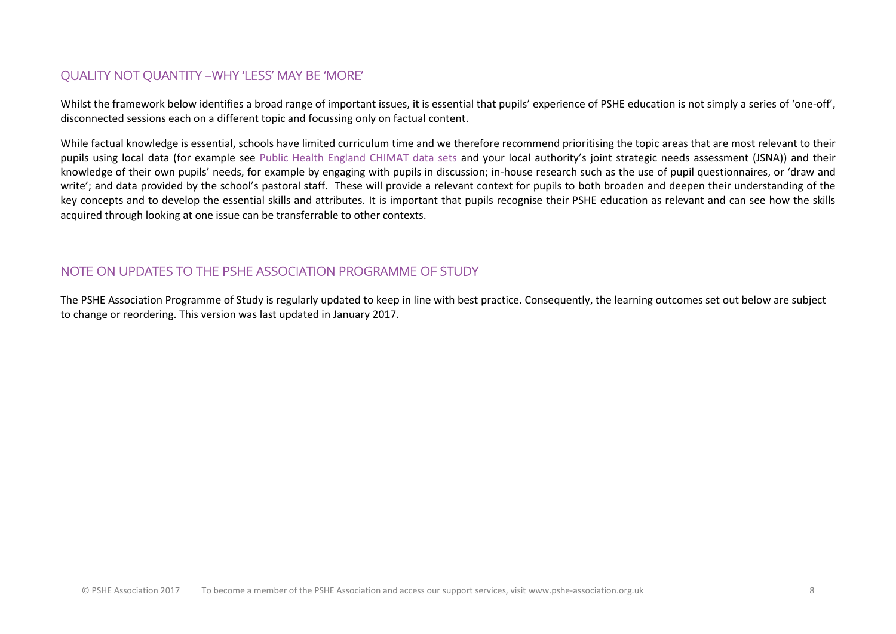## QUALITY NOT QUANTITY –WHY 'LESS' MAY BE 'MORE'

Whilst the framework below identifies a broad range of important issues, it is essential that pupils' experience of PSHE education is not simply a series of 'one-off', disconnected sessions each on a different topic and focussing only on factual content.

While factual knowledge is essential, schools have limited curriculum time and we therefore recommend prioritising the topic areas that are most relevant to their pupils using local data (for example see Public Health England CHIMAT data sets and your local authority's joint strategic needs assessment (JSNA)) and their knowledge of their own pupils' needs, for example by engaging with pupils in discussion; in-house research such as the use of pupil questionnaires, or 'draw and write'; and data provided by the school's pastoral staff. These will provide a relevant context for pupils to both broaden and deepen their understanding of the key concepts and to develop the essential skills and attributes. It is important that pupils recognise their PSHE education as relevant and can see how the skills acquired through looking at one issue can be transferrable to other contexts.

## NOTE ON UPDATES TO THE PSHE ASSOCIATION PROGRAMME OF STUDY

The PSHE Association Programme of Study is regularly updated to keep in line with best practice. Consequently, the learning outcomes set out below are subject to change or reordering. This version was last updated in January 2017.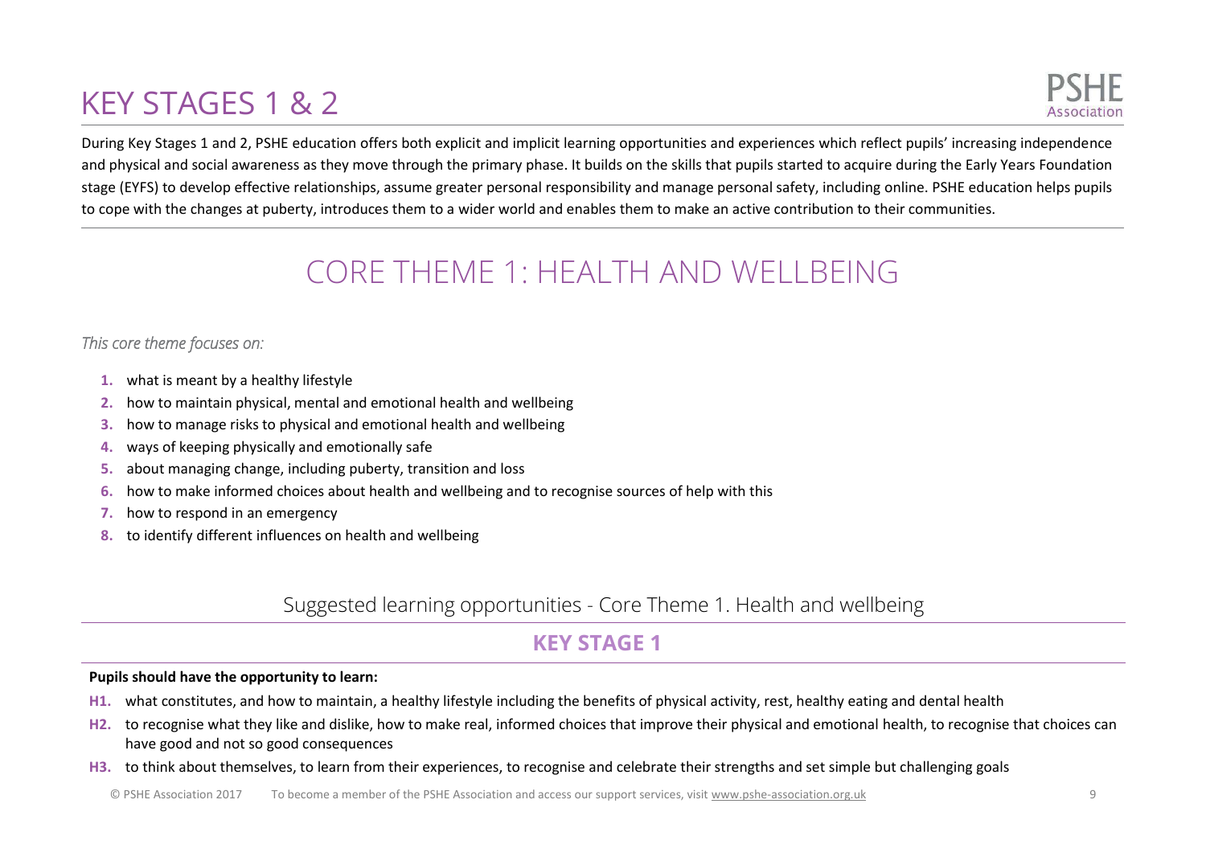# KEY STAGES 1 & 2

During Key Stages 1 and 2, PSHE education offers both explicit and implicit learning opportunities and experiences which reflect pupils' increasing independence and physical and social awareness as they move through the primary phase. It builds on the skills that pupils started to acquire during the Early Years Foundation stage (EYFS) to develop effective relationships, assume greater personal responsibility and manage personal safety, including online. PSHE education helps pupils to cope with the changes at puberty, introduces them to a wider world and enables them to make an active contribution to their communities.

## CORE THEME 1: HEALTH AND WELLBEING

*This core theme focuses on:*

1. what is meant by a healthy lifestyle
2. how to maintain physical, mental and emotional health and wellbeing
3. how to manage risks to physical and emotional health and wellbeing
4. ways of keeping physically and emotionally safe
5. about managing change, including puberty, transition and loss
6. how to make informed choices about health and wellbeing and to recognise sources of help with this
7. how to respond in an emergency
8. to identify different influences on health and wellbeing

### Suggested learning opportunities - Core Theme 1. Health and wellbeing

### KEY STAGE 1

**Pupils should have the opportunity to learn:**

- **H1.** what constitutes, and how to maintain, a healthy lifestyle including the benefits of physical activity, rest, healthy eating and dental health
- **H2.** to recognise what they like and dislike, how to make real, informed choices that improve their physical and emotional health, to recognise that choices can have good and not so good consequences
- **H3.** to think about themselves, to learn from their experiences, to recognise and celebrate their strengths and set simple but challenging goals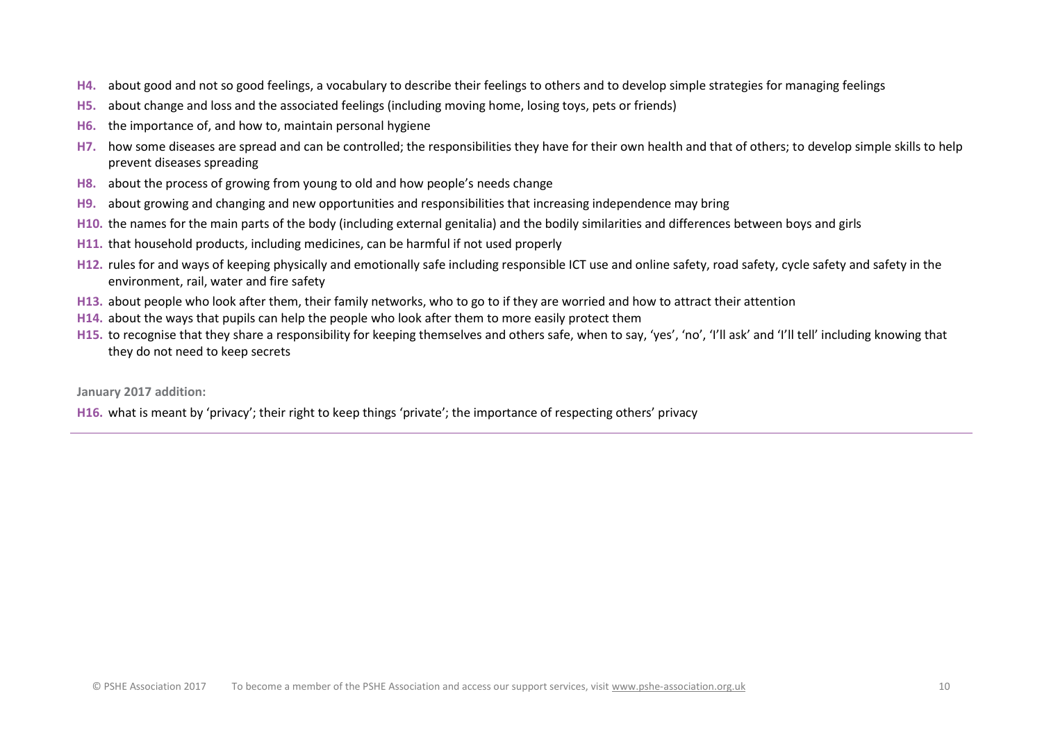**H4.** about good and not so good feelings, a vocabulary to describe their feelings to others and to develop simple strategies for managing feelings

**H5.** about change and loss and the associated feelings (including moving home, losing toys, pets or friends)

**H6.** the importance of, and how to, maintain personal hygiene

**H7.** how some diseases are spread and can be controlled; the responsibilities they have for their own health and that of others; to develop simple skills to help prevent diseases spreading

**H8.** about the process of growing from young to old and how people's needs change

**H9.** about growing and changing and new opportunities and responsibilities that increasing independence may bring

**H10.** the names for the main parts of the body (including external genitalia) and the bodily similarities and differences between boys and girls

**H11.** that household products, including medicines, can be harmful if not used properly

**H12.** rules for and ways of keeping physically and emotionally safe including responsible ICT use and online safety, road safety, cycle safety and safety in the environment, rail, water and fire safety

**H13.** about people who look after them, their family networks, who to go to if they are worried and how to attract their attention

**H14.** about the ways that pupils can help the people who look after them to more easily protect them

**H15.** to recognise that they share a responsibility for keeping themselves and others safe, when to say, 'yes', 'no', 'I'll ask' and 'I'll tell' including knowing that they do not need to keep secrets

**January 2017 addition:**

**H16.** what is meant by 'privacy'; their right to keep things 'private'; the importance of respecting others' privacy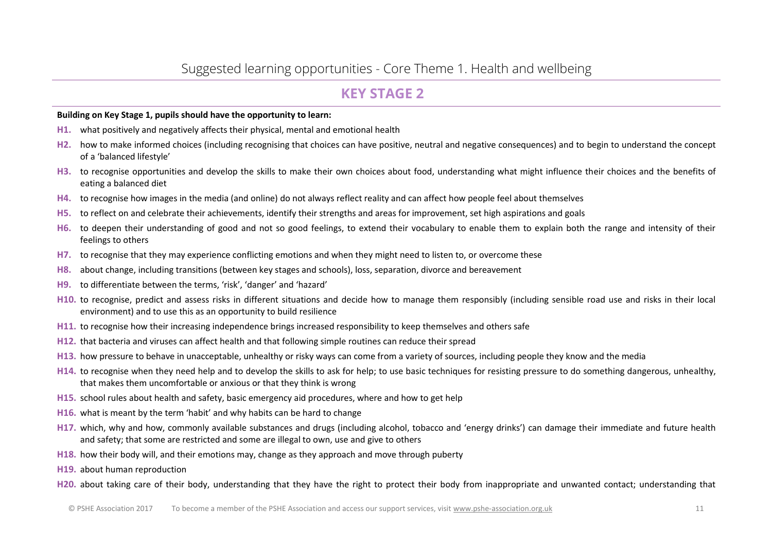# Suggested learning opportunities - Core Theme 1. Health and wellbeing

## KEY STAGE 2

**Building on Key Stage 1, pupils should have the opportunity to learn:**

**H1.** what positively and negatively affects their physical, mental and emotional health

**H2.** how to make informed choices (including recognising that choices can have positive, neutral and negative consequences) and to begin to understand the concept of a 'balanced lifestyle'

**H3.** to recognise opportunities and develop the skills to make their own choices about food, understanding what might influence their choices and the benefits of eating a balanced diet

**H4.** to recognise how images in the media (and online) do not always reflect reality and can affect how people feel about themselves

**H5.** to reflect on and celebrate their achievements, identify their strengths and areas for improvement, set high aspirations and goals

**H6.** to deepen their understanding of good and not so good feelings, to extend their vocabulary to enable them to explain both the range and intensity of their feelings to others

**H7.** to recognise that they may experience conflicting emotions and when they might need to listen to, or overcome these

**H8.** about change, including transitions (between key stages and schools), loss, separation, divorce and bereavement

**H9.** to differentiate between the terms, 'risk', 'danger' and 'hazard'

**H10.** to recognise, predict and assess risks in different situations and decide how to manage them responsibly (including sensible road use and risks in their local environment) and to use this as an opportunity to build resilience

**H11.** to recognise how their increasing independence brings increased responsibility to keep themselves and others safe

**H12.** that bacteria and viruses can affect health and that following simple routines can reduce their spread

**H13.** how pressure to behave in unacceptable, unhealthy or risky ways can come from a variety of sources, including people they know and the media

**H14.** to recognise when they need help and to develop the skills to ask for help; to use basic techniques for resisting pressure to do something dangerous, unhealthy, that makes them uncomfortable or anxious or that they think is wrong

**H15.** school rules about health and safety, basic emergency aid procedures, where and how to get help

**H16.** what is meant by the term 'habit' and why habits can be hard to change

**H17.** which, why and how, commonly available substances and drugs (including alcohol, tobacco and 'energy drinks') can damage their immediate and future health and safety; that some are restricted and some are illegal to own, use and give to others

**H18.** how their body will, and their emotions may, change as they approach and move through puberty

**H19.** about human reproduction

**H20.** about taking care of their body, understanding that they have the right to protect their body from inappropriate and unwanted contact; understanding that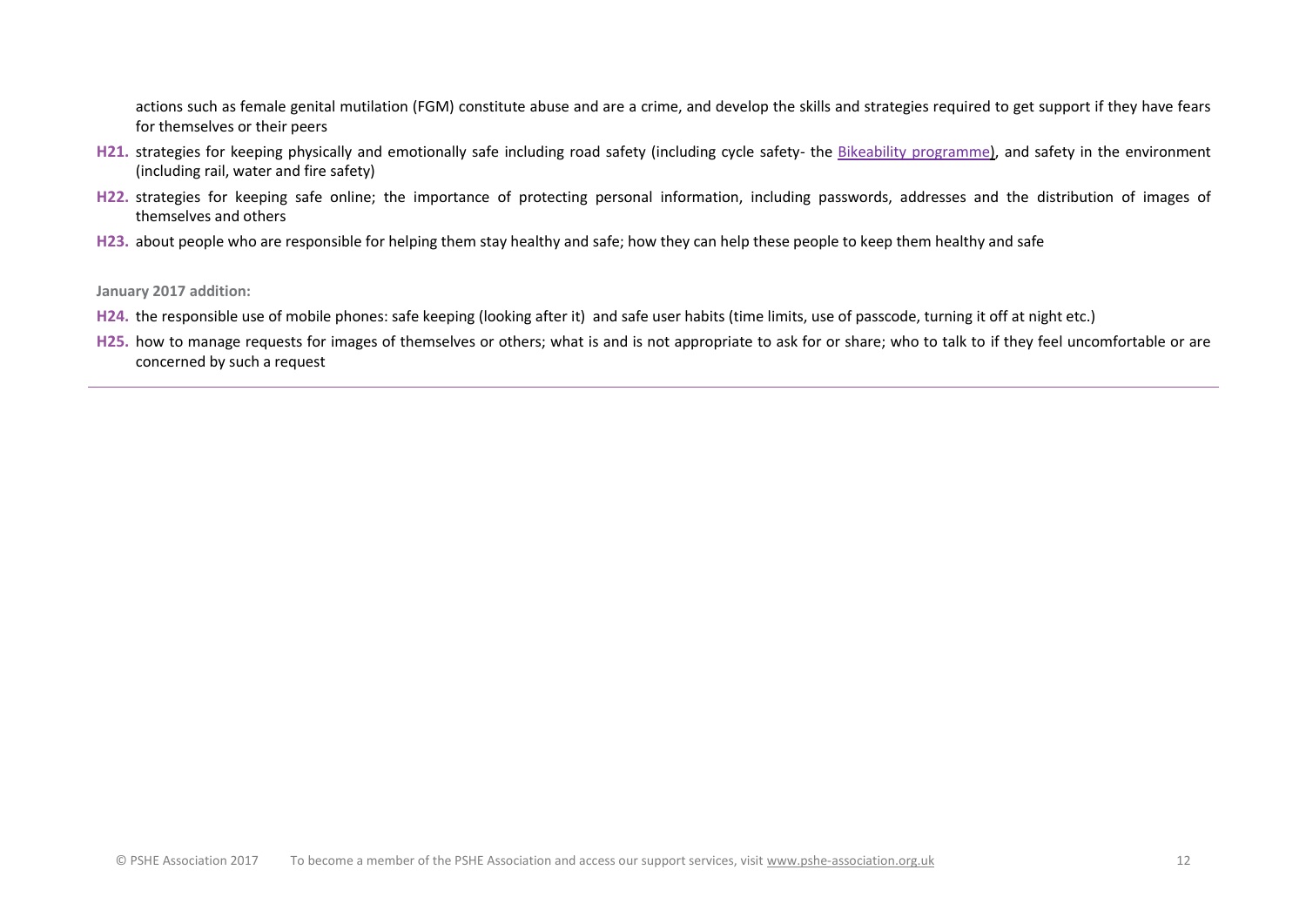actions such as female genital mutilation (FGM) constitute abuse and are a crime, and develop the skills and strategies required to get support if they have fears for themselves or their peers

**H21.** strategies for keeping physically and emotionally safe including road safety (including cycle safety- the [Bikeability programme](Bikeability programme)), and safety in the environment (including rail, water and fire safety)

**H22.** strategies for keeping safe online; the importance of protecting personal information, including passwords, addresses and the distribution of images of themselves and others

**H23.** about people who are responsible for helping them stay healthy and safe; how they can help these people to keep them healthy and safe

**January 2017 addition:**

**H24.** the responsible use of mobile phones: safe keeping (looking after it) and safe user habits (time limits, use of passcode, turning it off at night etc.)

**H25.** how to manage requests for images of themselves or others; what is and is not appropriate to ask for or share; who to talk to if they feel uncomfortable or are concerned by such a request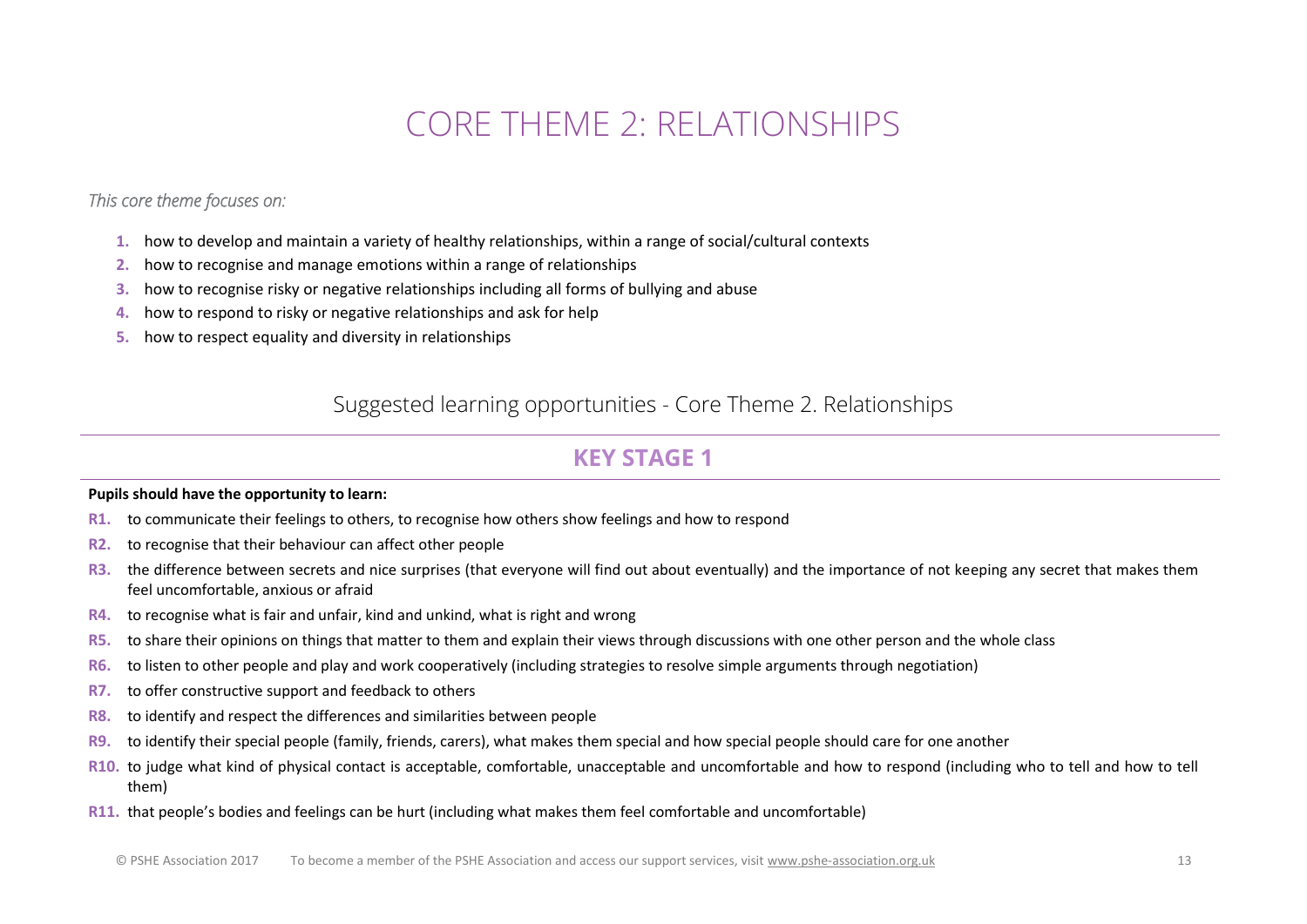# CORE THEME 2: RELATIONSHIPS

*This core theme focuses on:*

1. how to develop and maintain a variety of healthy relationships, within a range of social/cultural contexts
2. how to recognise and manage emotions within a range of relationships
3. how to recognise risky or negative relationships including all forms of bullying and abuse
4. how to respond to risky or negative relationships and ask for help
5. how to respect equality and diversity in relationships

## Suggested learning opportunities - Core Theme 2. Relationships

### KEY STAGE 1

**Pupils should have the opportunity to learn:**

**R1.** to communicate their feelings to others, to recognise how others show feelings and how to respond

**R2.** to recognise that their behaviour can affect other people

**R3.** the difference between secrets and nice surprises (that everyone will find out about eventually) and the importance of not keeping any secret that makes them feel uncomfortable, anxious or afraid

**R4.** to recognise what is fair and unfair, kind and unkind, what is right and wrong

**R5.** to share their opinions on things that matter to them and explain their views through discussions with one other person and the whole class

**R6.** to listen to other people and play and work cooperatively (including strategies to resolve simple arguments through negotiation)

**R7.** to offer constructive support and feedback to others

**R8.** to identify and respect the differences and similarities between people

**R9.** to identify their special people (family, friends, carers), what makes them special and how special people should care for one another

**R10.** to judge what kind of physical contact is acceptable, comfortable, unacceptable and uncomfortable and how to respond (including who to tell and how to tell them)

**R11.** that people's bodies and feelings can be hurt (including what makes them feel comfortable and uncomfortable)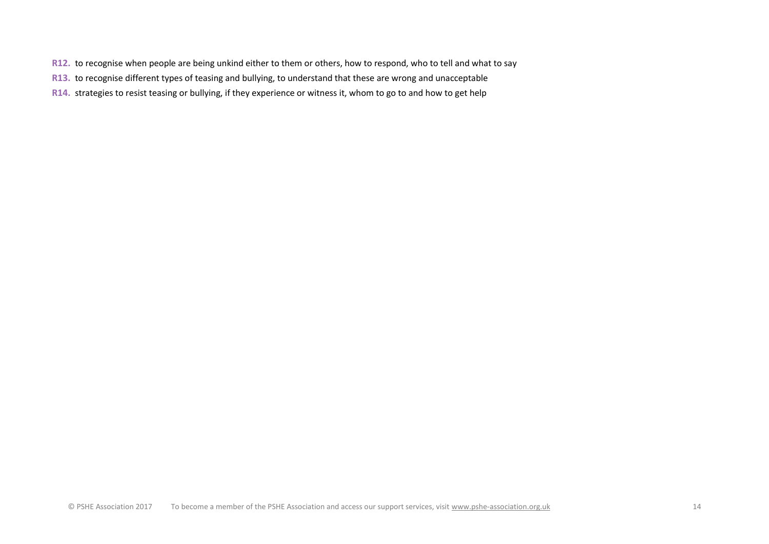**R12.** to recognise when people are being unkind either to them or others, how to respond, who to tell and what to say

**R13.** to recognise different types of teasing and bullying, to understand that these are wrong and unacceptable

**R14.** strategies to resist teasing or bullying, if they experience or witness it, whom to go to and how to get help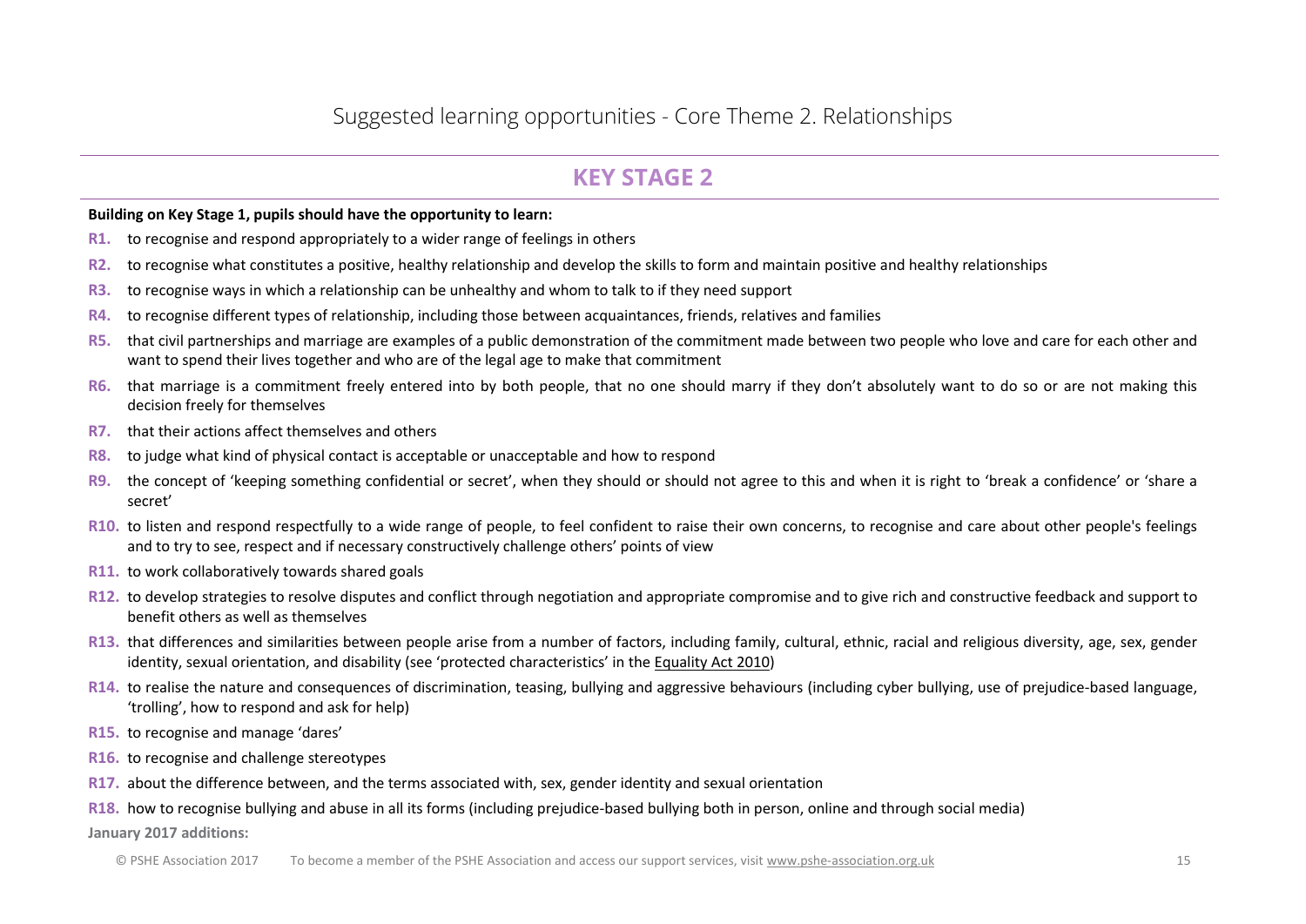Suggested learning opportunities - Core Theme 2. Relationships

## KEY STAGE 2

**Building on Key Stage 1, pupils should have the opportunity to learn:**

**R1.** to recognise and respond appropriately to a wider range of feelings in others

**R2.** to recognise what constitutes a positive, healthy relationship and develop the skills to form and maintain positive and healthy relationships

**R3.** to recognise ways in which a relationship can be unhealthy and whom to talk to if they need support

**R4.** to recognise different types of relationship, including those between acquaintances, friends, relatives and families

**R5.** that civil partnerships and marriage are examples of a public demonstration of the commitment made between two people who love and care for each other and want to spend their lives together and who are of the legal age to make that commitment

**R6.** that marriage is a commitment freely entered into by both people, that no one should marry if they don't absolutely want to do so or are not making this decision freely for themselves

**R7.** that their actions affect themselves and others

**R8.** to judge what kind of physical contact is acceptable or unacceptable and how to respond

**R9.** the concept of 'keeping something confidential or secret', when they should or should not agree to this and when it is right to 'break a confidence' or 'share a secret'

**R10.** to listen and respond respectfully to a wide range of people, to feel confident to raise their own concerns, to recognise and care about other people's feelings and to try to see, respect and if necessary constructively challenge others' points of view

**R11.** to work collaboratively towards shared goals

**R12.** to develop strategies to resolve disputes and conflict through negotiation and appropriate compromise and to give rich and constructive feedback and support to benefit others as well as themselves

**R13.** that differences and similarities between people arise from a number of factors, including family, cultural, ethnic, racial and religious diversity, age, sex, gender identity, sexual orientation, and disability (see 'protected characteristics' in the Equality Act 2010)

**R14.** to realise the nature and consequences of discrimination, teasing, bullying and aggressive behaviours (including cyber bullying, use of prejudice-based language, 'trolling', how to respond and ask for help)

**R15.** to recognise and manage 'dares'

**R16.** to recognise and challenge stereotypes

**R17.** about the difference between, and the terms associated with, sex, gender identity and sexual orientation

**R18.** how to recognise bullying and abuse in all its forms (including prejudice-based bullying both in person, online and through social media)

**January 2017 additions:**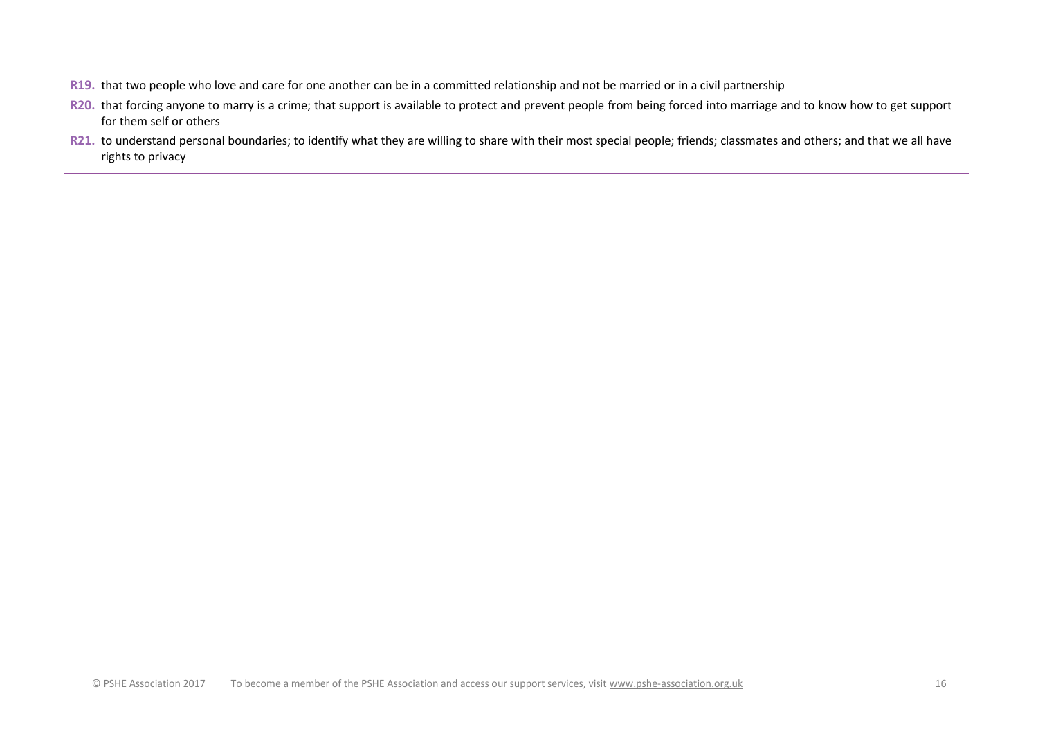**R19.** that two people who love and care for one another can be in a committed relationship and not be married or in a civil partnership

**R20.** that forcing anyone to marry is a crime; that support is available to protect and prevent people from being forced into marriage and to know how to get support for them self or others

**R21.** to understand personal boundaries; to identify what they are willing to share with their most special people; friends; classmates and others; and that we all have rights to privacy

---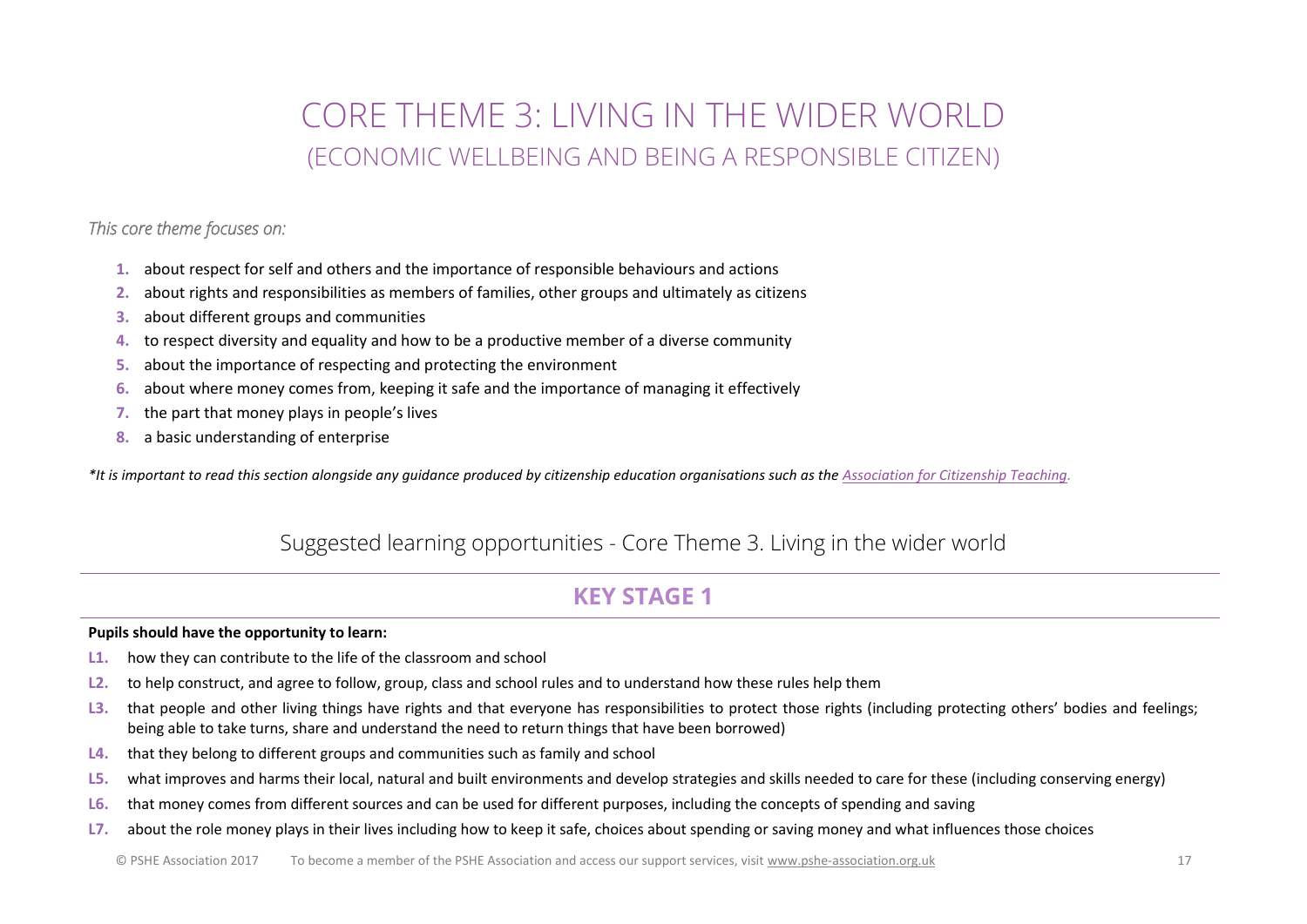# CORE THEME 3: LIVING IN THE WIDER WORLD
## (ECONOMIC WELLBEING AND BEING A RESPONSIBLE CITIZEN)

*This core theme focuses on:*

1. about respect for self and others and the importance of responsible behaviours and actions
2. about rights and responsibilities as members of families, other groups and ultimately as citizens
3. about different groups and communities
4. to respect diversity and equality and how to be a productive member of a diverse community
5. about the importance of respecting and protecting the environment
6. about where money comes from, keeping it safe and the importance of managing it effectively
7. the part that money plays in people's lives
8. a basic understanding of enterprise

*\*It is important to read this section alongside any guidance produced by citizenship education organisations such as the Association for Citizenship Teaching.*

## Suggested learning opportunities - Core Theme 3. Living in the wider world

### KEY STAGE 1

**Pupils should have the opportunity to learn:**

- **L1.** how they can contribute to the life of the classroom and school
- **L2.** to help construct, and agree to follow, group, class and school rules and to understand how these rules help them
- **L3.** that people and other living things have rights and that everyone has responsibilities to protect those rights (including protecting others' bodies and feelings; being able to take turns, share and understand the need to return things that have been borrowed)
- **L4.** that they belong to different groups and communities such as family and school
- **L5.** what improves and harms their local, natural and built environments and develop strategies and skills needed to care for these (including conserving energy)
- **L6.** that money comes from different sources and can be used for different purposes, including the concepts of spending and saving
- **L7.** about the role money plays in their lives including how to keep it safe, choices about spending or saving money and what influences those choices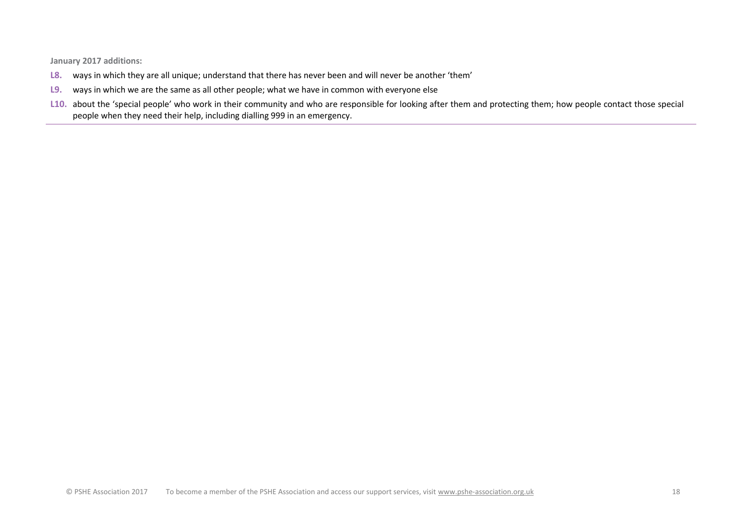**January 2017 additions:**

**L8.** ways in which they are all unique; understand that there has never been and will never be another ‘them’

**L9.** ways in which we are the same as all other people; what we have in common with everyone else

**L10.** about the ‘special people’ who work in their community and who are responsible for looking after them and protecting them; how people contact those special people when they need their help, including dialling 999 in an emergency.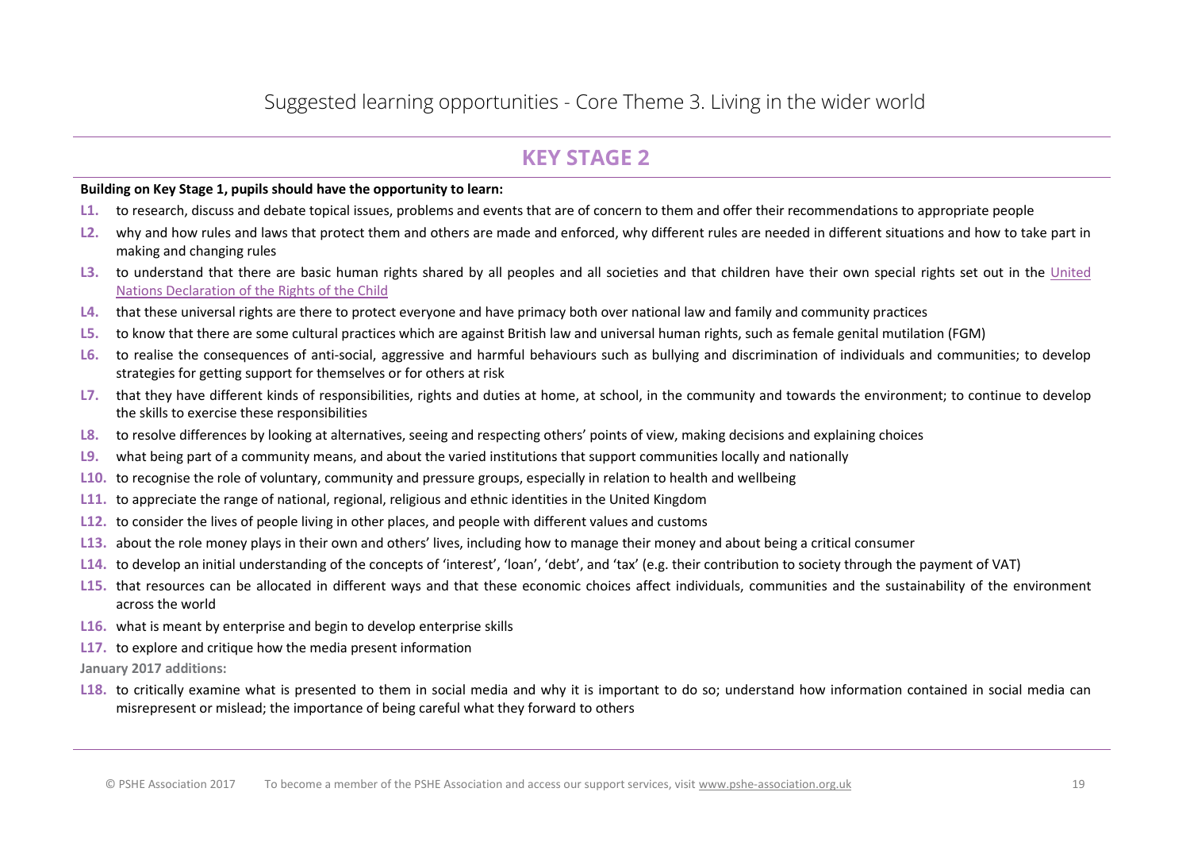Suggested learning opportunities - Core Theme 3. Living in the wider world

## KEY STAGE 2

**Building on Key Stage 1, pupils should have the opportunity to learn:**

- **L1.** to research, discuss and debate topical issues, problems and events that are of concern to them and offer their recommendations to appropriate people
- **L2.** why and how rules and laws that protect them and others are made and enforced, why different rules are needed in different situations and how to take part in making and changing rules
- **L3.** to understand that there are basic human rights shared by all peoples and all societies and that children have their own special rights set out in the United Nations Declaration of the Rights of the Child
- **L4.** that these universal rights are there to protect everyone and have primacy both over national law and family and community practices
- **L5.** to know that there are some cultural practices which are against British law and universal human rights, such as female genital mutilation (FGM)
- **L6.** to realise the consequences of anti-social, aggressive and harmful behaviours such as bullying and discrimination of individuals and communities; to develop strategies for getting support for themselves or for others at risk
- **L7.** that they have different kinds of responsibilities, rights and duties at home, at school, in the community and towards the environment; to continue to develop the skills to exercise these responsibilities
- **L8.** to resolve differences by looking at alternatives, seeing and respecting others' points of view, making decisions and explaining choices
- **L9.** what being part of a community means, and about the varied institutions that support communities locally and nationally
- **L10.** to recognise the role of voluntary, community and pressure groups, especially in relation to health and wellbeing
- **L11.** to appreciate the range of national, regional, religious and ethnic identities in the United Kingdom
- **L12.** to consider the lives of people living in other places, and people with different values and customs
- **L13.** about the role money plays in their own and others' lives, including how to manage their money and about being a critical consumer
- **L14.** to develop an initial understanding of the concepts of 'interest', 'loan', 'debt', and 'tax' (e.g. their contribution to society through the payment of VAT)
- **L15.** that resources can be allocated in different ways and that these economic choices affect individuals, communities and the sustainability of the environment across the world
- **L16.** what is meant by enterprise and begin to develop enterprise skills
- **L17.** to explore and critique how the media present information

**January 2017 additions:**

- **L18.** to critically examine what is presented to them in social media and why it is important to do so; understand how information contained in social media can misrepresent or mislead; the importance of being careful what they forward to others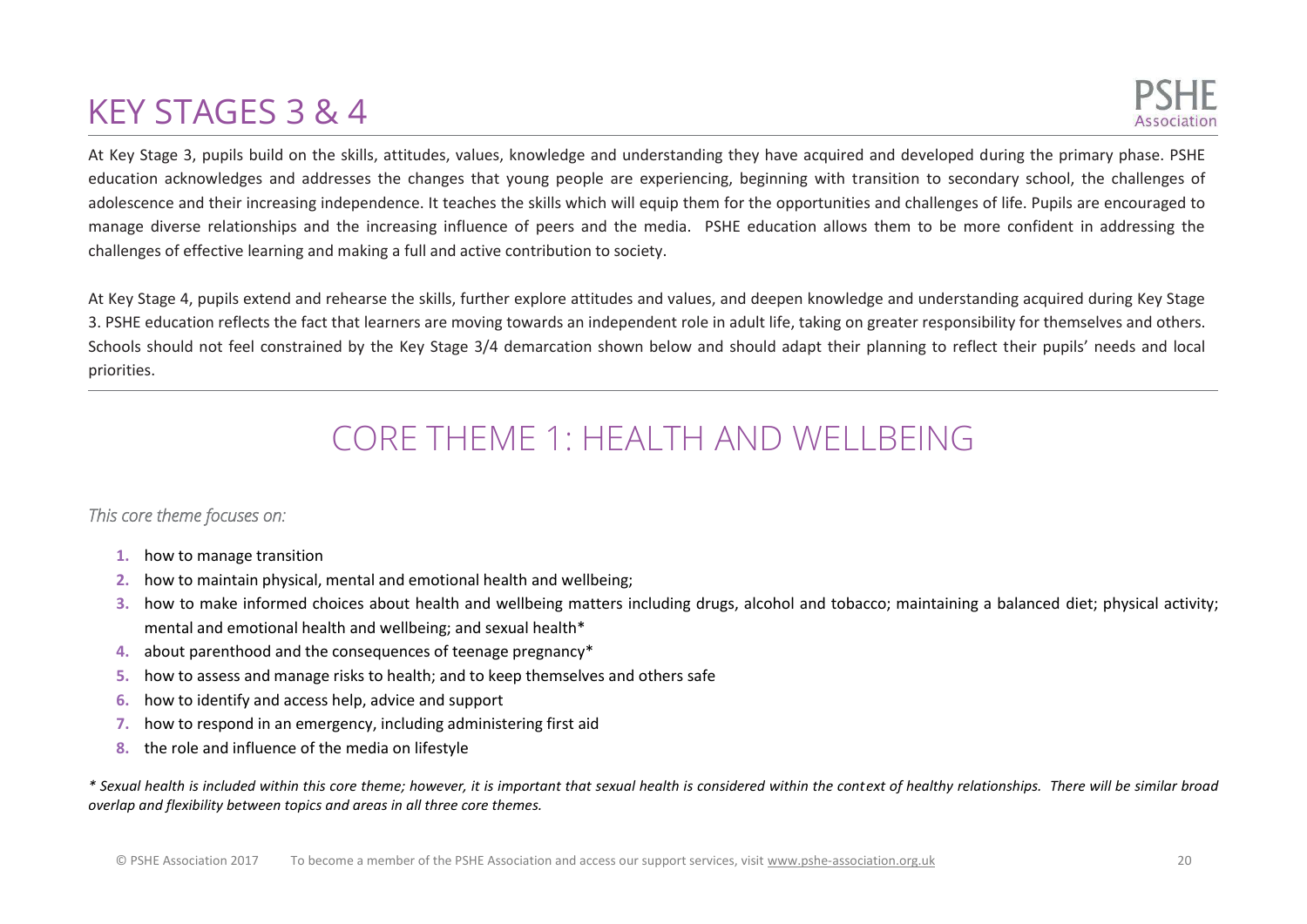# KEY STAGES 3 & 4

At Key Stage 3, pupils build on the skills, attitudes, values, knowledge and understanding they have acquired and developed during the primary phase. PSHE education acknowledges and addresses the changes that young people are experiencing, beginning with transition to secondary school, the challenges of adolescence and their increasing independence. It teaches the skills which will equip them for the opportunities and challenges of life. Pupils are encouraged to manage diverse relationships and the increasing influence of peers and the media. PSHE education allows them to be more confident in addressing the challenges of effective learning and making a full and active contribution to society.

At Key Stage 4, pupils extend and rehearse the skills, further explore attitudes and values, and deepen knowledge and understanding acquired during Key Stage 3. PSHE education reflects the fact that learners are moving towards an independent role in adult life, taking on greater responsibility for themselves and others. Schools should not feel constrained by the Key Stage 3/4 demarcation shown below and should adapt their planning to reflect their pupils' needs and local priorities.

## CORE THEME 1: HEALTH AND WELLBEING

*This core theme focuses on:*

1. how to manage transition
2. how to maintain physical, mental and emotional health and wellbeing;
3. how to make informed choices about health and wellbeing matters including drugs, alcohol and tobacco; maintaining a balanced diet; physical activity; mental and emotional health and wellbeing; and sexual health*
4. about parenthood and the consequences of teenage pregnancy*
5. how to assess and manage risks to health; and to keep themselves and others safe
6. how to identify and access help, advice and support
7. how to respond in an emergency, including administering first aid
8. the role and influence of the media on lifestyle

*\* Sexual health is included within this core theme; however, it is important that sexual health is considered within the context of healthy relationships. There will be similar broad overlap and flexibility between topics and areas in all three core themes.*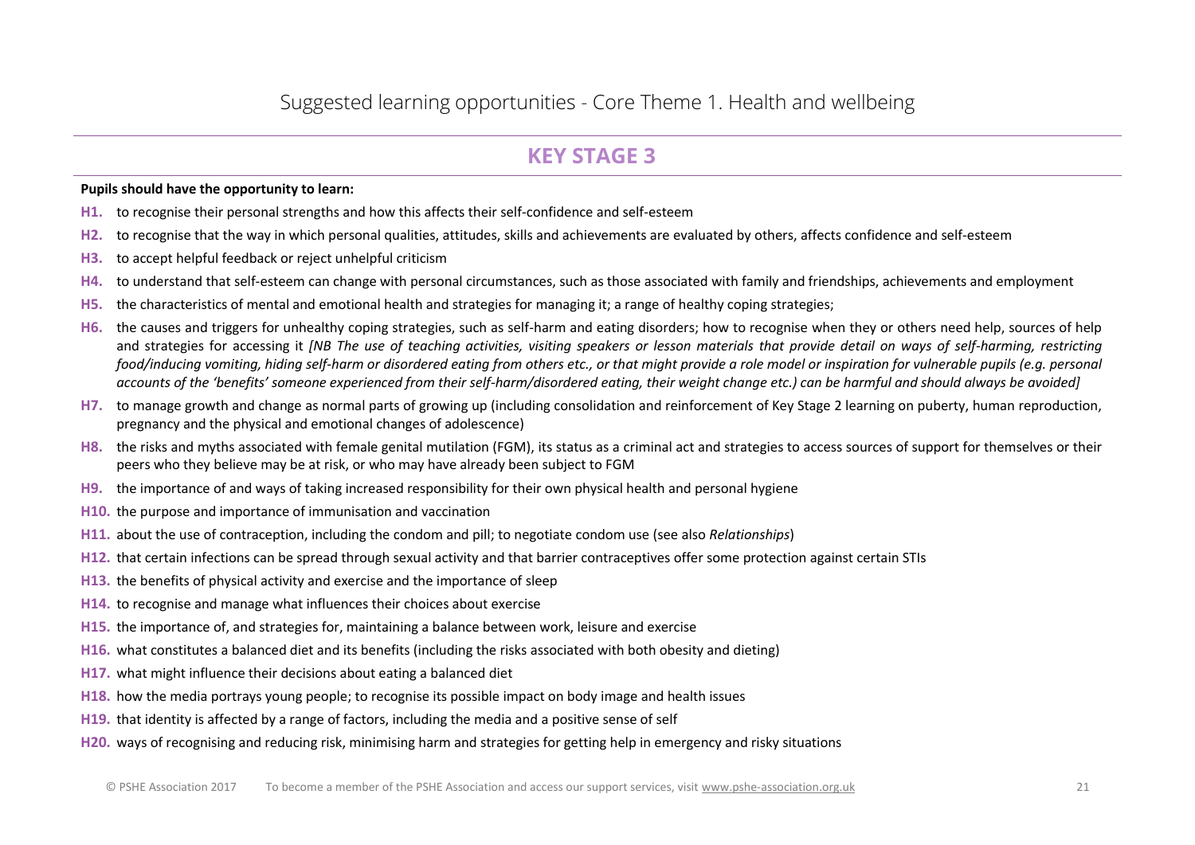Suggested learning opportunities - Core Theme 1. Health and wellbeing

## KEY STAGE 3

**Pupils should have the opportunity to learn:**

- **H1.** to recognise their personal strengths and how this affects their self-confidence and self-esteem
- **H2.** to recognise that the way in which personal qualities, attitudes, skills and achievements are evaluated by others, affects confidence and self-esteem
- **H3.** to accept helpful feedback or reject unhelpful criticism
- **H4.** to understand that self-esteem can change with personal circumstances, such as those associated with family and friendships, achievements and employment
- **H5.** the characteristics of mental and emotional health and strategies for managing it; a range of healthy coping strategies;
- **H6.** the causes and triggers for unhealthy coping strategies, such as self-harm and eating disorders; how to recognise when they or others need help, sources of help and strategies for accessing it *[NB The use of teaching activities, visiting speakers or lesson materials that provide detail on ways of self-harming, restricting food/inducing vomiting, hiding self-harm or disordered eating from others etc., or that might provide a role model or inspiration for vulnerable pupils (e.g. personal accounts of the 'benefits' someone experienced from their self-harm/disordered eating, their weight change etc.) can be harmful and should always be avoided]*
- **H7.** to manage growth and change as normal parts of growing up (including consolidation and reinforcement of Key Stage 2 learning on puberty, human reproduction, pregnancy and the physical and emotional changes of adolescence)
- **H8.** the risks and myths associated with female genital mutilation (FGM), its status as a criminal act and strategies to access sources of support for themselves or their peers who they believe may be at risk, or who may have already been subject to FGM
- **H9.** the importance of and ways of taking increased responsibility for their own physical health and personal hygiene
- **H10.** the purpose and importance of immunisation and vaccination
- **H11.** about the use of contraception, including the condom and pill; to negotiate condom use (see also *Relationships*)
- **H12.** that certain infections can be spread through sexual activity and that barrier contraceptives offer some protection against certain STIs
- **H13.** the benefits of physical activity and exercise and the importance of sleep
- **H14.** to recognise and manage what influences their choices about exercise
- **H15.** the importance of, and strategies for, maintaining a balance between work, leisure and exercise
- **H16.** what constitutes a balanced diet and its benefits (including the risks associated with both obesity and dieting)
- **H17.** what might influence their decisions about eating a balanced diet
- **H18.** how the media portrays young people; to recognise its possible impact on body image and health issues
- **H19.** that identity is affected by a range of factors, including the media and a positive sense of self
- **H20.** ways of recognising and reducing risk, minimising harm and strategies for getting help in emergency and risky situations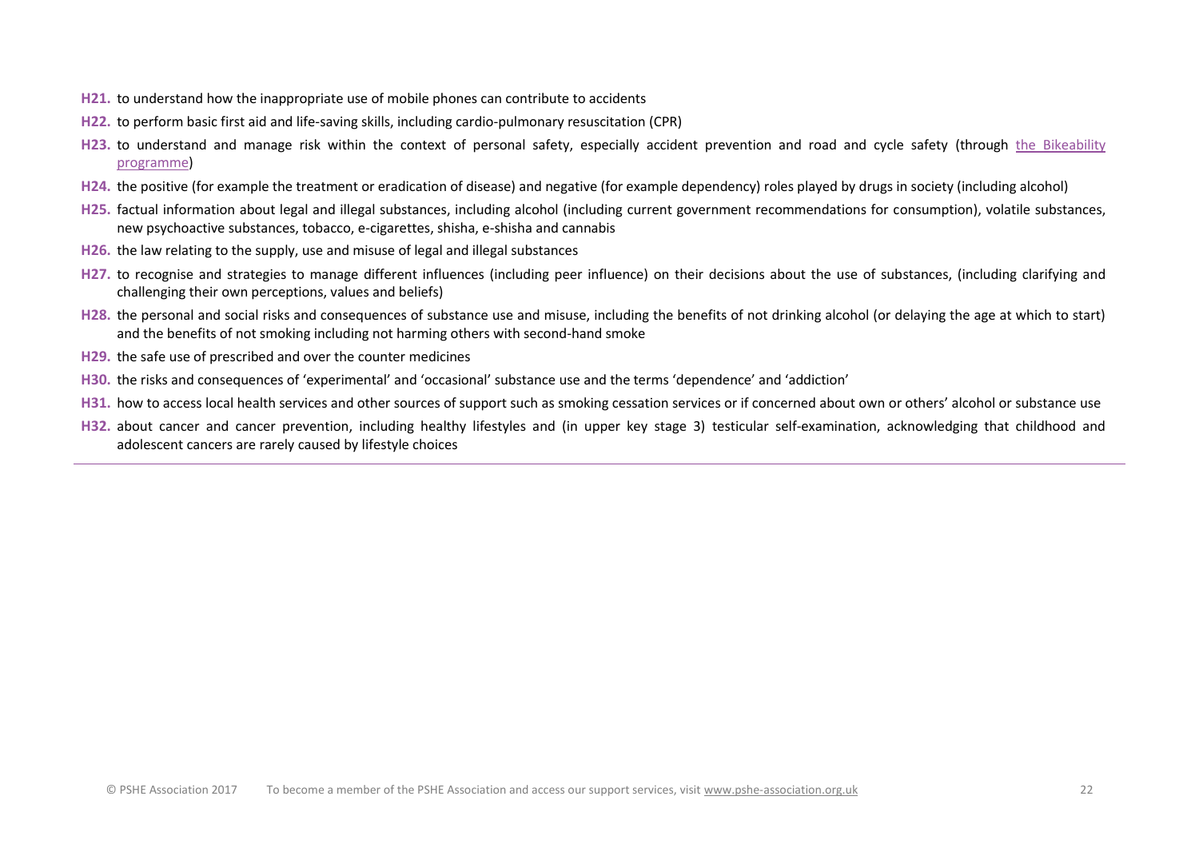**H21.** to understand how the inappropriate use of mobile phones can contribute to accidents

**H22.** to perform basic first aid and life-saving skills, including cardio-pulmonary resuscitation (CPR)

**H23.** to understand and manage risk within the context of personal safety, especially accident prevention and road and cycle safety (through the Bikeability programme)

**H24.** the positive (for example the treatment or eradication of disease) and negative (for example dependency) roles played by drugs in society (including alcohol)

**H25.** factual information about legal and illegal substances, including alcohol (including current government recommendations for consumption), volatile substances, new psychoactive substances, tobacco, e-cigarettes, shisha, e-shisha and cannabis

**H26.** the law relating to the supply, use and misuse of legal and illegal substances

**H27.** to recognise and strategies to manage different influences (including peer influence) on their decisions about the use of substances, (including clarifying and challenging their own perceptions, values and beliefs)

**H28.** the personal and social risks and consequences of substance use and misuse, including the benefits of not drinking alcohol (or delaying the age at which to start) and the benefits of not smoking including not harming others with second-hand smoke

**H29.** the safe use of prescribed and over the counter medicines

**H30.** the risks and consequences of 'experimental' and 'occasional' substance use and the terms 'dependence' and 'addiction'

**H31.** how to access local health services and other sources of support such as smoking cessation services or if concerned about own or others' alcohol or substance use

**H32.** about cancer and cancer prevention, including healthy lifestyles and (in upper key stage 3) testicular self-examination, acknowledging that childhood and adolescent cancers are rarely caused by lifestyle choices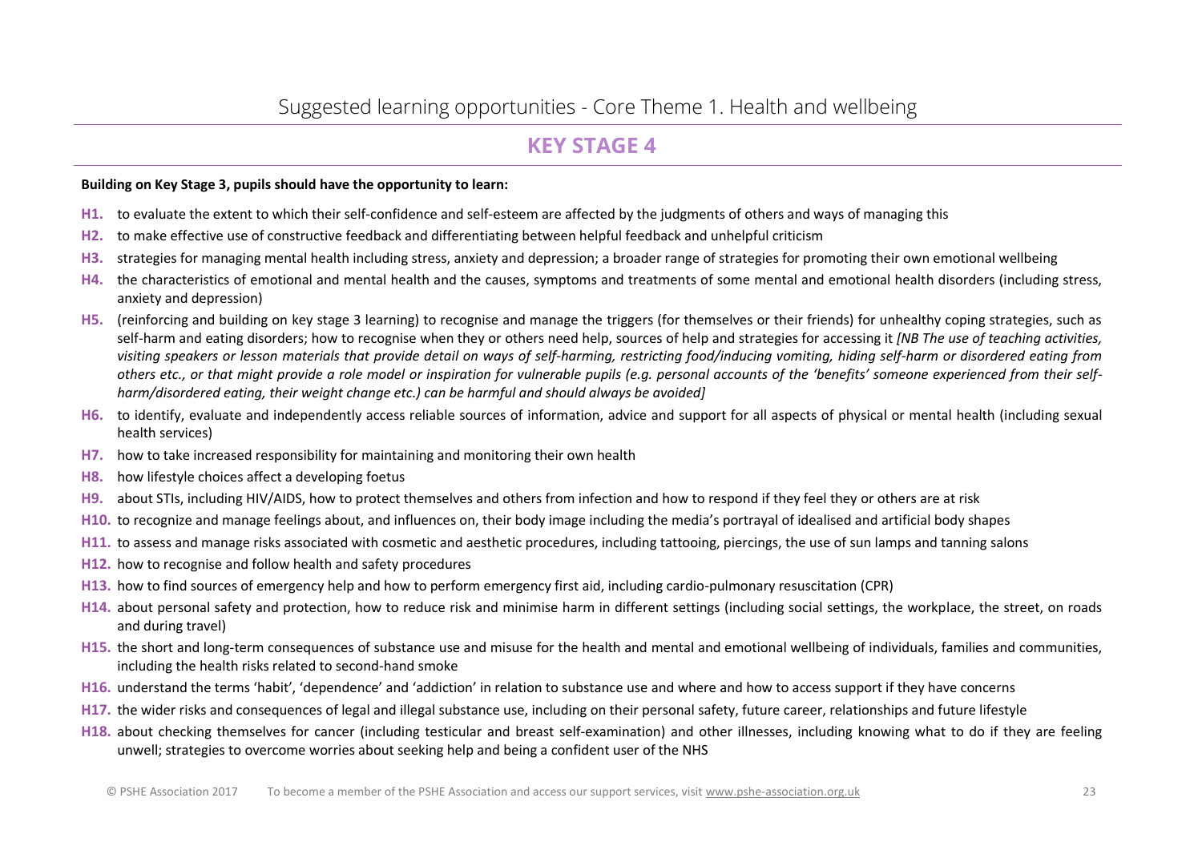# Suggested learning opportunities - Core Theme 1. Health and wellbeing

## KEY STAGE 4

**Building on Key Stage 3, pupils should have the opportunity to learn:**

- **H1.** to evaluate the extent to which their self-confidence and self-esteem are affected by the judgments of others and ways of managing this
- **H2.** to make effective use of constructive feedback and differentiating between helpful feedback and unhelpful criticism
- **H3.** strategies for managing mental health including stress, anxiety and depression; a broader range of strategies for promoting their own emotional wellbeing
- **H4.** the characteristics of emotional and mental health and the causes, symptoms and treatments of some mental and emotional health disorders (including stress, anxiety and depression)
- **H5.** (reinforcing and building on key stage 3 learning) to recognise and manage the triggers (for themselves or their friends) for unhealthy coping strategies, such as self-harm and eating disorders; how to recognise when they or others need help, sources of help and strategies for accessing it *[NB The use of teaching activities, visiting speakers or lesson materials that provide detail on ways of self-harming, restricting food/inducing vomiting, hiding self-harm or disordered eating from others etc., or that might provide a role model or inspiration for vulnerable pupils (e.g. personal accounts of the 'benefits' someone experienced from their self-harm/disordered eating, their weight change etc.) can be harmful and should always be avoided]*
- **H6.** to identify, evaluate and independently access reliable sources of information, advice and support for all aspects of physical or mental health (including sexual health services)
- **H7.** how to take increased responsibility for maintaining and monitoring their own health
- **H8.** how lifestyle choices affect a developing foetus
- **H9.** about STIs, including HIV/AIDS, how to protect themselves and others from infection and how to respond if they feel they or others are at risk
- **H10.** to recognize and manage feelings about, and influences on, their body image including the media's portrayal of idealised and artificial body shapes
- **H11.** to assess and manage risks associated with cosmetic and aesthetic procedures, including tattooing, piercings, the use of sun lamps and tanning salons
- **H12.** how to recognise and follow health and safety procedures
- **H13.** how to find sources of emergency help and how to perform emergency first aid, including cardio-pulmonary resuscitation (CPR)
- **H14.** about personal safety and protection, how to reduce risk and minimise harm in different settings (including social settings, the workplace, the street, on roads and during travel)
- **H15.** the short and long-term consequences of substance use and misuse for the health and mental and emotional wellbeing of individuals, families and communities, including the health risks related to second-hand smoke
- **H16.** understand the terms 'habit', 'dependence' and 'addiction' in relation to substance use and where and how to access support if they have concerns
- **H17.** the wider risks and consequences of legal and illegal substance use, including on their personal safety, future career, relationships and future lifestyle
- **H18.** about checking themselves for cancer (including testicular and breast self-examination) and other illnesses, including knowing what to do if they are feeling unwell; strategies to overcome worries about seeking help and being a confident user of the NHS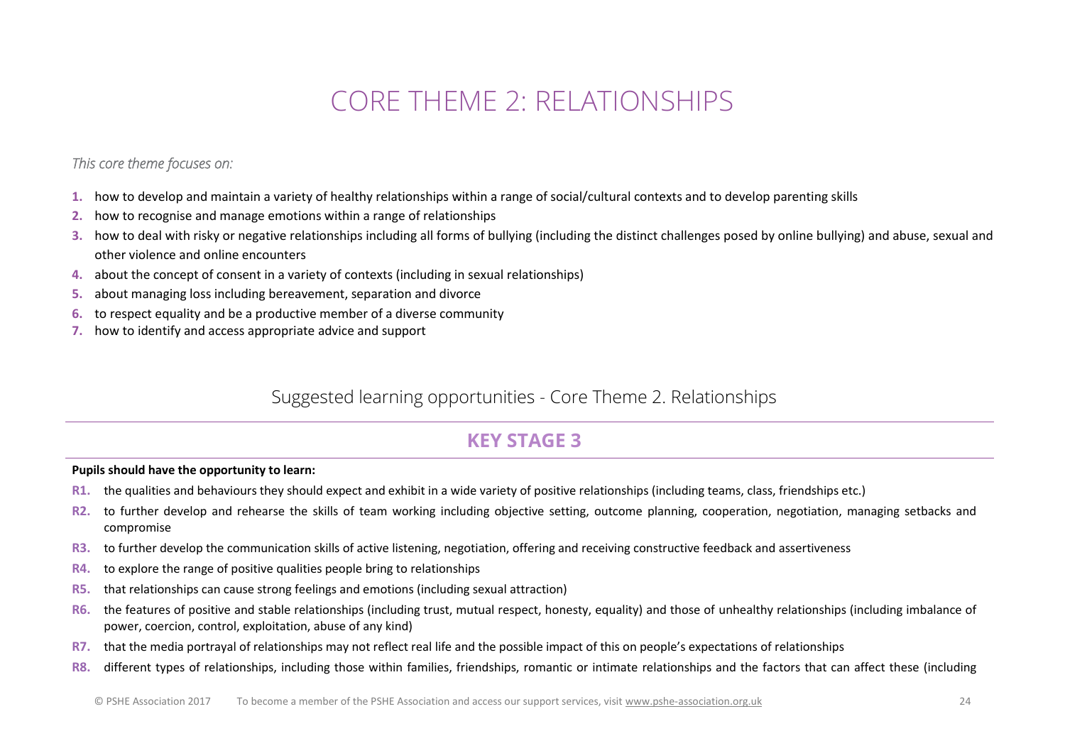# CORE THEME 2: RELATIONSHIPS

*This core theme focuses on:*

1. how to develop and maintain a variety of healthy relationships within a range of social/cultural contexts and to develop parenting skills
2. how to recognise and manage emotions within a range of relationships
3. how to deal with risky or negative relationships including all forms of bullying (including the distinct challenges posed by online bullying) and abuse, sexual and other violence and online encounters
4. about the concept of consent in a variety of contexts (including in sexual relationships)
5. about managing loss including bereavement, separation and divorce
6. to respect equality and be a productive member of a diverse community
7. how to identify and access appropriate advice and support

## Suggested learning opportunities - Core Theme 2. Relationships

### KEY STAGE 3

**Pupils should have the opportunity to learn:**

- **R1.** the qualities and behaviours they should expect and exhibit in a wide variety of positive relationships (including teams, class, friendships etc.)
- **R2.** to further develop and rehearse the skills of team working including objective setting, outcome planning, cooperation, negotiation, managing setbacks and compromise
- **R3.** to further develop the communication skills of active listening, negotiation, offering and receiving constructive feedback and assertiveness
- **R4.** to explore the range of positive qualities people bring to relationships
- **R5.** that relationships can cause strong feelings and emotions (including sexual attraction)
- **R6.** the features of positive and stable relationships (including trust, mutual respect, honesty, equality) and those of unhealthy relationships (including imbalance of power, coercion, control, exploitation, abuse of any kind)
- **R7.** that the media portrayal of relationships may not reflect real life and the possible impact of this on people's expectations of relationships
- **R8.** different types of relationships, including those within families, friendships, romantic or intimate relationships and the factors that can affect these (including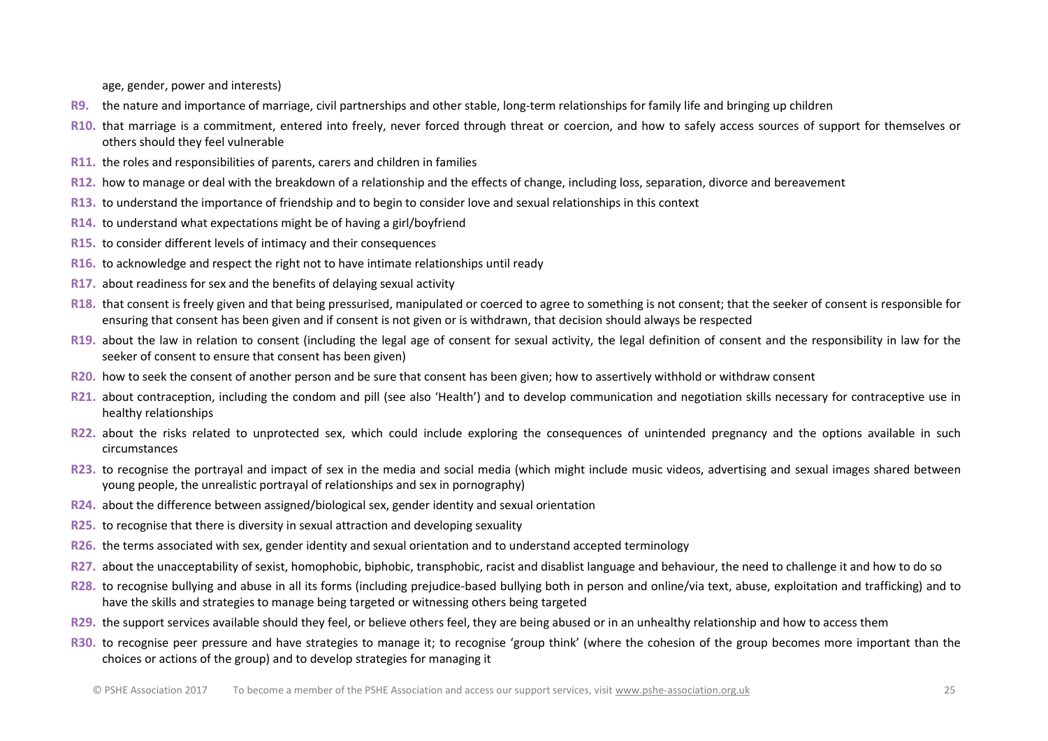age, gender, power and interests)

- **R9.** the nature and importance of marriage, civil partnerships and other stable, long-term relationships for family life and bringing up children
- **R10.** that marriage is a commitment, entered into freely, never forced through threat or coercion, and how to safely access sources of support for themselves or others should they feel vulnerable
- **R11.** the roles and responsibilities of parents, carers and children in families
- **R12.** how to manage or deal with the breakdown of a relationship and the effects of change, including loss, separation, divorce and bereavement
- **R13.** to understand the importance of friendship and to begin to consider love and sexual relationships in this context
- **R14.** to understand what expectations might be of having a girl/boyfriend
- **R15.** to consider different levels of intimacy and their consequences
- **R16.** to acknowledge and respect the right not to have intimate relationships until ready
- **R17.** about readiness for sex and the benefits of delaying sexual activity
- **R18.** that consent is freely given and that being pressurised, manipulated or coerced to agree to something is not consent; that the seeker of consent is responsible for ensuring that consent has been given and if consent is not given or is withdrawn, that decision should always be respected
- **R19.** about the law in relation to consent (including the legal age of consent for sexual activity, the legal definition of consent and the responsibility in law for the seeker of consent to ensure that consent has been given)
- **R20.** how to seek the consent of another person and be sure that consent has been given; how to assertively withhold or withdraw consent
- **R21.** about contraception, including the condom and pill (see also 'Health') and to develop communication and negotiation skills necessary for contraceptive use in healthy relationships
- **R22.** about the risks related to unprotected sex, which could include exploring the consequences of unintended pregnancy and the options available in such circumstances
- **R23.** to recognise the portrayal and impact of sex in the media and social media (which might include music videos, advertising and sexual images shared between young people, the unrealistic portrayal of relationships and sex in pornography)
- **R24.** about the difference between assigned/biological sex, gender identity and sexual orientation
- **R25.** to recognise that there is diversity in sexual attraction and developing sexuality
- **R26.** the terms associated with sex, gender identity and sexual orientation and to understand accepted terminology
- **R27.** about the unacceptability of sexist, homophobic, biphobic, transphobic, racist and disablist language and behaviour, the need to challenge it and how to do so
- **R28.** to recognise bullying and abuse in all its forms (including prejudice-based bullying both in person and online/via text, abuse, exploitation and trafficking) and to have the skills and strategies to manage being targeted or witnessing others being targeted
- **R29.** the support services available should they feel, or believe others feel, they are being abused or in an unhealthy relationship and how to access them
- **R30.** to recognise peer pressure and have strategies to manage it; to recognise 'group think' (where the cohesion of the group becomes more important than the choices or actions of the group) and to develop strategies for managing it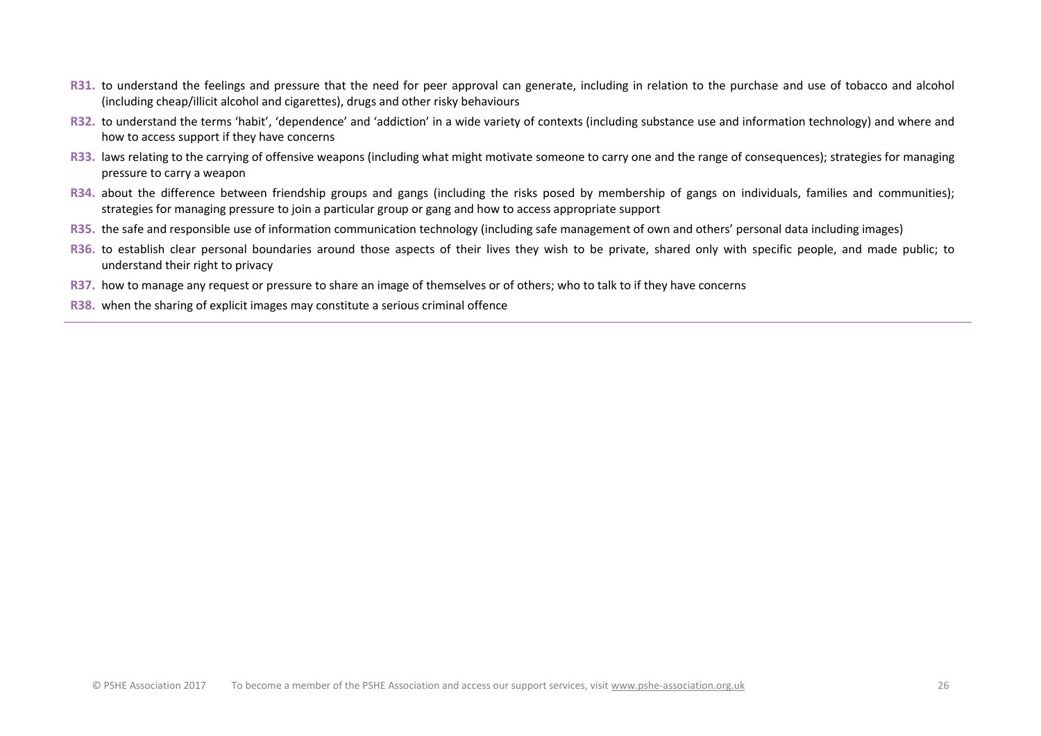- **R31.** to understand the feelings and pressure that the need for peer approval can generate, including in relation to the purchase and use of tobacco and alcohol (including cheap/illicit alcohol and cigarettes), drugs and other risky behaviours
- **R32.** to understand the terms 'habit', 'dependence' and 'addiction' in a wide variety of contexts (including substance use and information technology) and where and how to access support if they have concerns
- **R33.** laws relating to the carrying of offensive weapons (including what might motivate someone to carry one and the range of consequences); strategies for managing pressure to carry a weapon
- **R34.** about the difference between friendship groups and gangs (including the risks posed by membership of gangs on individuals, families and communities); strategies for managing pressure to join a particular group or gang and how to access appropriate support
- **R35.** the safe and responsible use of information communication technology (including safe management of own and others' personal data including images)
- **R36.** to establish clear personal boundaries around those aspects of their lives they wish to be private, shared only with specific people, and made public; to understand their right to privacy
- **R37.** how to manage any request or pressure to share an image of themselves or of others; who to talk to if they have concerns
- **R38.** when the sharing of explicit images may constitute a serious criminal offence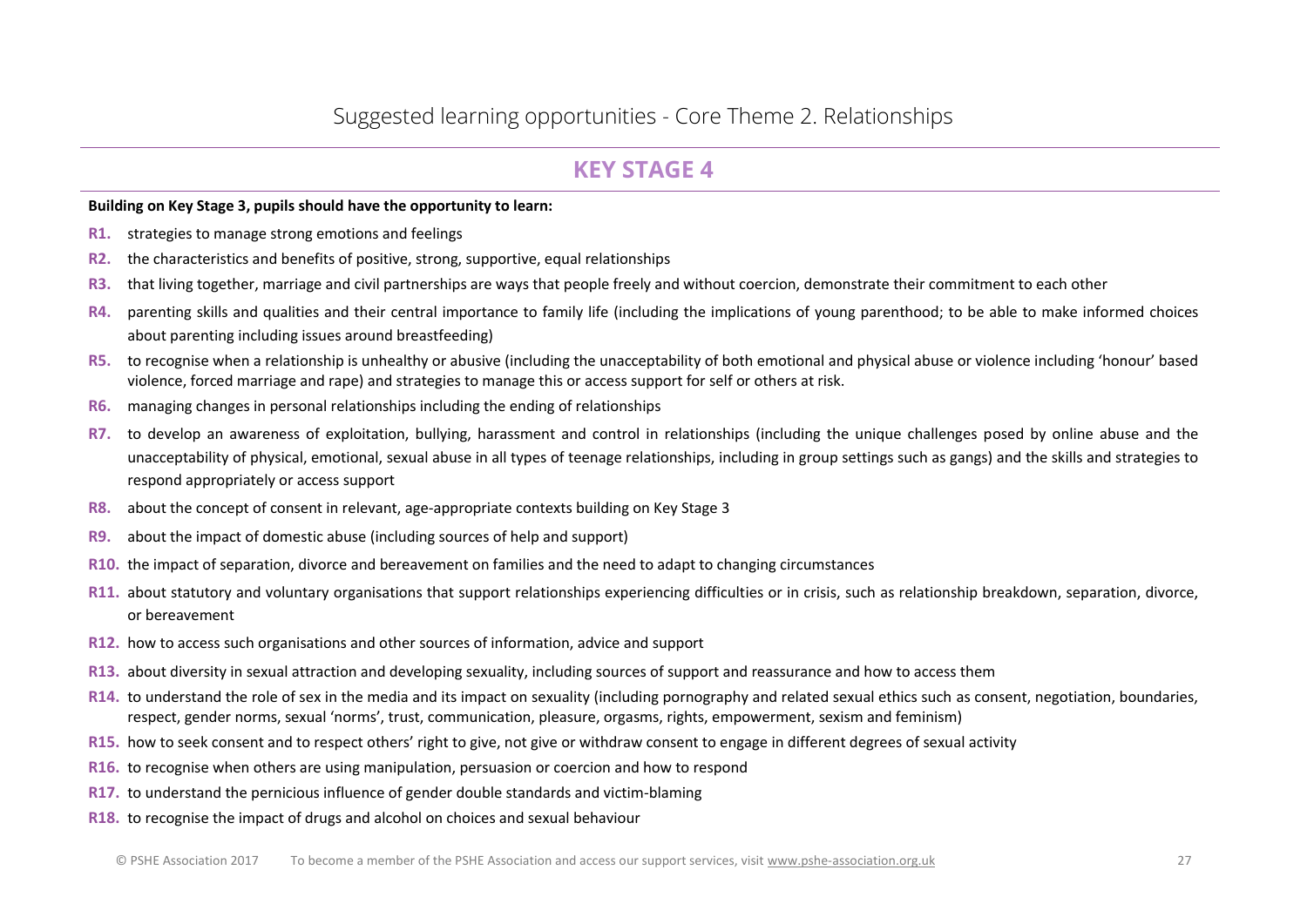Suggested learning opportunities - Core Theme 2. Relationships

## KEY STAGE 4

**Building on Key Stage 3, pupils should have the opportunity to learn:**

- **R1.** strategies to manage strong emotions and feelings
- **R2.** the characteristics and benefits of positive, strong, supportive, equal relationships
- **R3.** that living together, marriage and civil partnerships are ways that people freely and without coercion, demonstrate their commitment to each other
- **R4.** parenting skills and qualities and their central importance to family life (including the implications of young parenthood; to be able to make informed choices about parenting including issues around breastfeeding)
- **R5.** to recognise when a relationship is unhealthy or abusive (including the unacceptability of both emotional and physical abuse or violence including 'honour' based violence, forced marriage and rape) and strategies to manage this or access support for self or others at risk.
- **R6.** managing changes in personal relationships including the ending of relationships
- **R7.** to develop an awareness of exploitation, bullying, harassment and control in relationships (including the unique challenges posed by online abuse and the unacceptability of physical, emotional, sexual abuse in all types of teenage relationships, including in group settings such as gangs) and the skills and strategies to respond appropriately or access support
- **R8.** about the concept of consent in relevant, age-appropriate contexts building on Key Stage 3
- **R9.** about the impact of domestic abuse (including sources of help and support)
- **R10.** the impact of separation, divorce and bereavement on families and the need to adapt to changing circumstances
- **R11.** about statutory and voluntary organisations that support relationships experiencing difficulties or in crisis, such as relationship breakdown, separation, divorce, or bereavement
- **R12.** how to access such organisations and other sources of information, advice and support
- **R13.** about diversity in sexual attraction and developing sexuality, including sources of support and reassurance and how to access them
- **R14.** to understand the role of sex in the media and its impact on sexuality (including pornography and related sexual ethics such as consent, negotiation, boundaries, respect, gender norms, sexual 'norms', trust, communication, pleasure, orgasms, rights, empowerment, sexism and feminism)
- **R15.** how to seek consent and to respect others' right to give, not give or withdraw consent to engage in different degrees of sexual activity
- **R16.** to recognise when others are using manipulation, persuasion or coercion and how to respond
- **R17.** to understand the pernicious influence of gender double standards and victim-blaming
- **R18.** to recognise the impact of drugs and alcohol on choices and sexual behaviour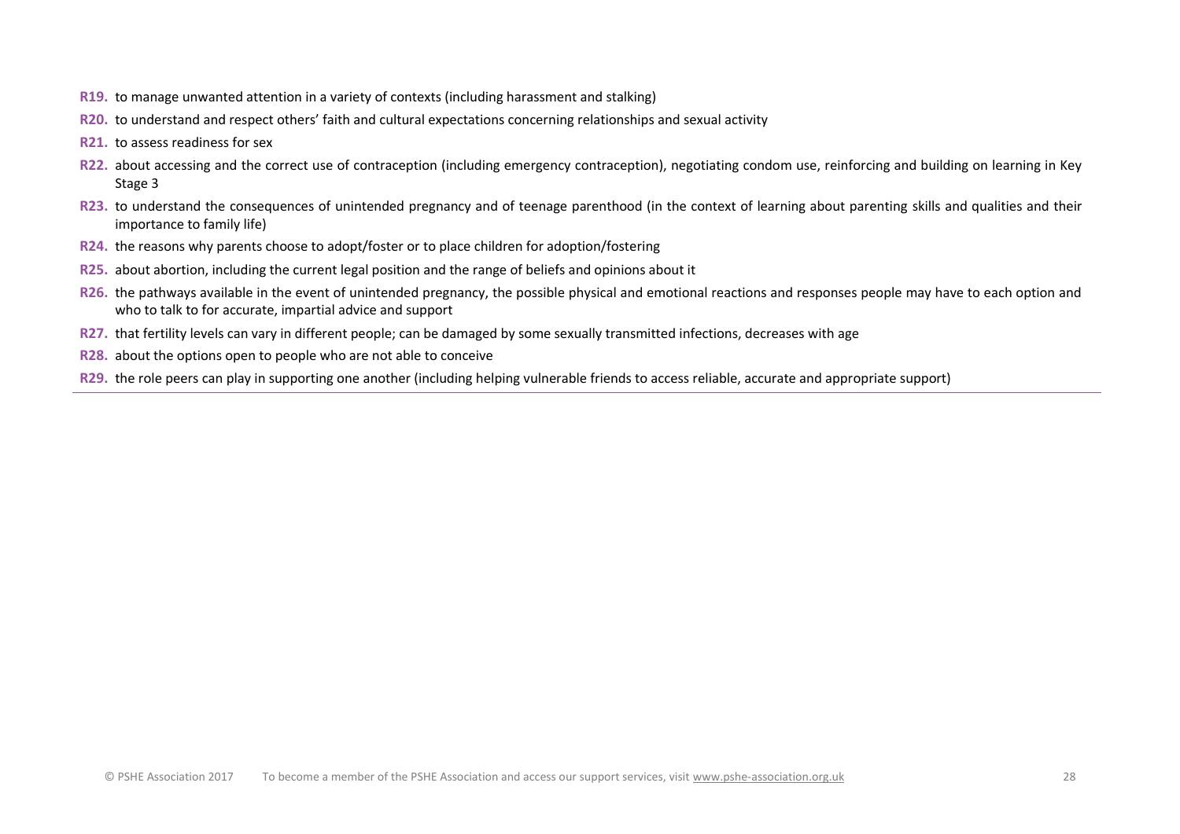**R19.** to manage unwanted attention in a variety of contexts (including harassment and stalking)

**R20.** to understand and respect others' faith and cultural expectations concerning relationships and sexual activity

**R21.** to assess readiness for sex

**R22.** about accessing and the correct use of contraception (including emergency contraception), negotiating condom use, reinforcing and building on learning in Key Stage 3

**R23.** to understand the consequences of unintended pregnancy and of teenage parenthood (in the context of learning about parenting skills and qualities and their importance to family life)

**R24.** the reasons why parents choose to adopt/foster or to place children for adoption/fostering

**R25.** about abortion, including the current legal position and the range of beliefs and opinions about it

**R26.** the pathways available in the event of unintended pregnancy, the possible physical and emotional reactions and responses people may have to each option and who to talk to for accurate, impartial advice and support

**R27.** that fertility levels can vary in different people; can be damaged by some sexually transmitted infections, decreases with age

**R28.** about the options open to people who are not able to conceive

**R29.** the role peers can play in supporting one another (including helping vulnerable friends to access reliable, accurate and appropriate support)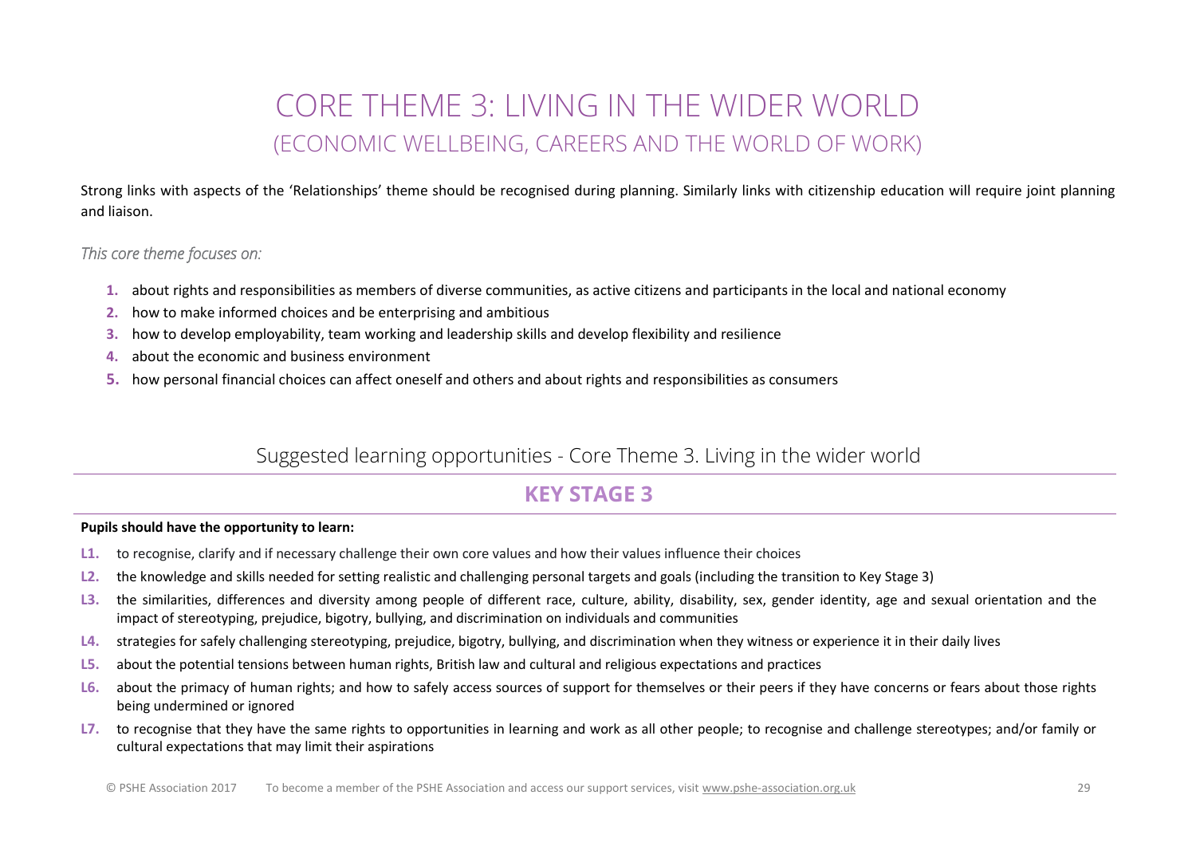# CORE THEME 3: LIVING IN THE WIDER WORLD

## (ECONOMIC WELLBEING, CAREERS AND THE WORLD OF WORK)

Strong links with aspects of the 'Relationships' theme should be recognised during planning. Similarly links with citizenship education will require joint planning and liaison.

*This core theme focuses on:*

1. about rights and responsibilities as members of diverse communities, as active citizens and participants in the local and national economy
2. how to make informed choices and be enterprising and ambitious
3. how to develop employability, team working and leadership skills and develop flexibility and resilience
4. about the economic and business environment
5. how personal financial choices can affect oneself and others and about rights and responsibilities as consumers

## Suggested learning opportunities - Core Theme 3. Living in the wider world

### KEY STAGE 3

**Pupils should have the opportunity to learn:**

- **L1.** to recognise, clarify and if necessary challenge their own core values and how their values influence their choices
- **L2.** the knowledge and skills needed for setting realistic and challenging personal targets and goals (including the transition to Key Stage 3)
- **L3.** the similarities, differences and diversity among people of different race, culture, ability, disability, sex, gender identity, age and sexual orientation and the impact of stereotyping, prejudice, bigotry, bullying, and discrimination on individuals and communities
- **L4.** strategies for safely challenging stereotyping, prejudice, bigotry, bullying, and discrimination when they witness or experience it in their daily lives
- **L5.** about the potential tensions between human rights, British law and cultural and religious expectations and practices
- **L6.** about the primacy of human rights; and how to safely access sources of support for themselves or their peers if they have concerns or fears about those rights being undermined or ignored
- **L7.** to recognise that they have the same rights to opportunities in learning and work as all other people; to recognise and challenge stereotypes; and/or family or cultural expectations that may limit their aspirations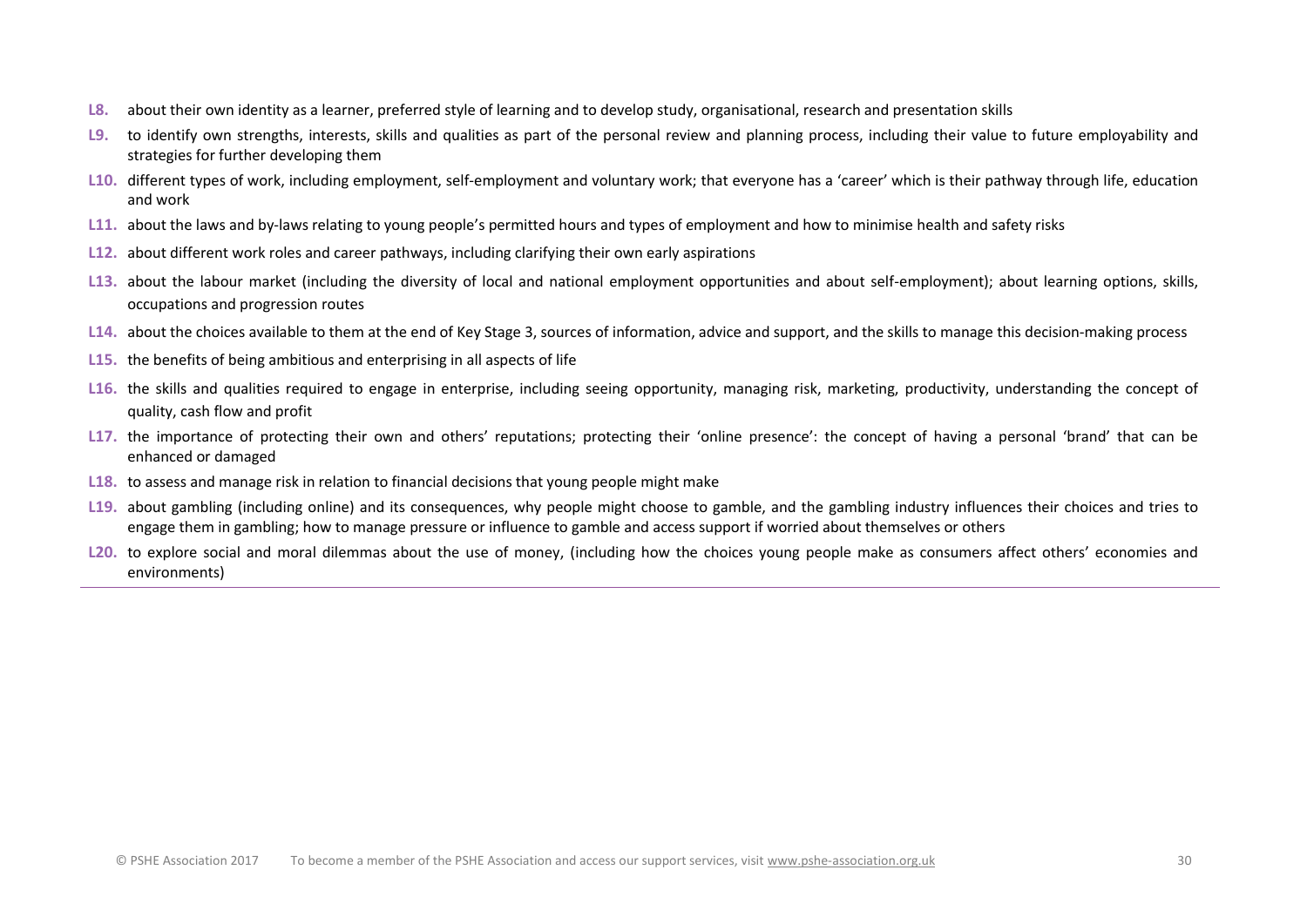**L8.** about their own identity as a learner, preferred style of learning and to develop study, organisational, research and presentation skills

**L9.** to identify own strengths, interests, skills and qualities as part of the personal review and planning process, including their value to future employability and strategies for further developing them

**L10.** different types of work, including employment, self-employment and voluntary work; that everyone has a 'career' which is their pathway through life, education and work

**L11.** about the laws and by-laws relating to young people's permitted hours and types of employment and how to minimise health and safety risks

**L12.** about different work roles and career pathways, including clarifying their own early aspirations

**L13.** about the labour market (including the diversity of local and national employment opportunities and about self-employment); about learning options, skills, occupations and progression routes

**L14.** about the choices available to them at the end of Key Stage 3, sources of information, advice and support, and the skills to manage this decision-making process

**L15.** the benefits of being ambitious and enterprising in all aspects of life

**L16.** the skills and qualities required to engage in enterprise, including seeing opportunity, managing risk, marketing, productivity, understanding the concept of quality, cash flow and profit

**L17.** the importance of protecting their own and others' reputations; protecting their 'online presence': the concept of having a personal 'brand' that can be enhanced or damaged

**L18.** to assess and manage risk in relation to financial decisions that young people might make

**L19.** about gambling (including online) and its consequences, why people might choose to gamble, and the gambling industry influences their choices and tries to engage them in gambling; how to manage pressure or influence to gamble and access support if worried about themselves or others

**L20.** to explore social and moral dilemmas about the use of money, (including how the choices young people make as consumers affect others' economies and environments)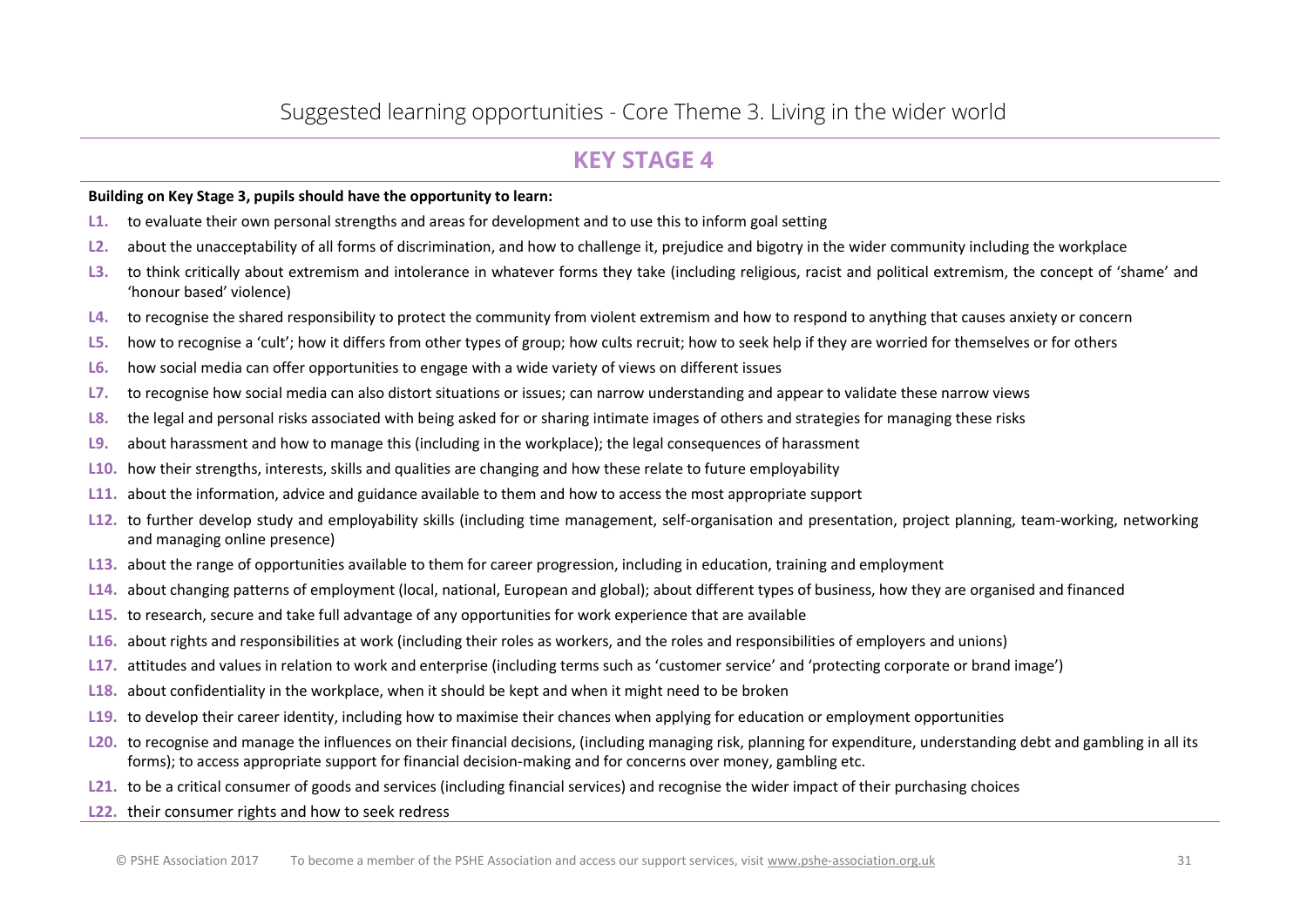# Suggested learning opportunities - Core Theme 3. Living in the wider world

## KEY STAGE 4

**Building on Key Stage 3, pupils should have the opportunity to learn:**

**L1.** to evaluate their own personal strengths and areas for development and to use this to inform goal setting

**L2.** about the unacceptability of all forms of discrimination, and how to challenge it, prejudice and bigotry in the wider community including the workplace

**L3.** to think critically about extremism and intolerance in whatever forms they take (including religious, racist and political extremism, the concept of 'shame' and 'honour based' violence)

**L4.** to recognise the shared responsibility to protect the community from violent extremism and how to respond to anything that causes anxiety or concern

**L5.** how to recognise a 'cult'; how it differs from other types of group; how cults recruit; how to seek help if they are worried for themselves or for others

**L6.** how social media can offer opportunities to engage with a wide variety of views on different issues

**L7.** to recognise how social media can also distort situations or issues; can narrow understanding and appear to validate these narrow views

**L8.** the legal and personal risks associated with being asked for or sharing intimate images of others and strategies for managing these risks

**L9.** about harassment and how to manage this (including in the workplace); the legal consequences of harassment

**L10.** how their strengths, interests, skills and qualities are changing and how these relate to future employability

**L11.** about the information, advice and guidance available to them and how to access the most appropriate support

**L12.** to further develop study and employability skills (including time management, self-organisation and presentation, project planning, team-working, networking and managing online presence)

**L13.** about the range of opportunities available to them for career progression, including in education, training and employment

**L14.** about changing patterns of employment (local, national, European and global); about different types of business, how they are organised and financed

**L15.** to research, secure and take full advantage of any opportunities for work experience that are available

**L16.** about rights and responsibilities at work (including their roles as workers, and the roles and responsibilities of employers and unions)

**L17.** attitudes and values in relation to work and enterprise (including terms such as 'customer service' and 'protecting corporate or brand image')

**L18.** about confidentiality in the workplace, when it should be kept and when it might need to be broken

**L19.** to develop their career identity, including how to maximise their chances when applying for education or employment opportunities

**L20.** to recognise and manage the influences on their financial decisions, (including managing risk, planning for expenditure, understanding debt and gambling in all its forms); to access appropriate support for financial decision-making and for concerns over money, gambling etc.

**L21.** to be a critical consumer of goods and services (including financial services) and recognise the wider impact of their purchasing choices

**L22.** their consumer rights and how to seek redress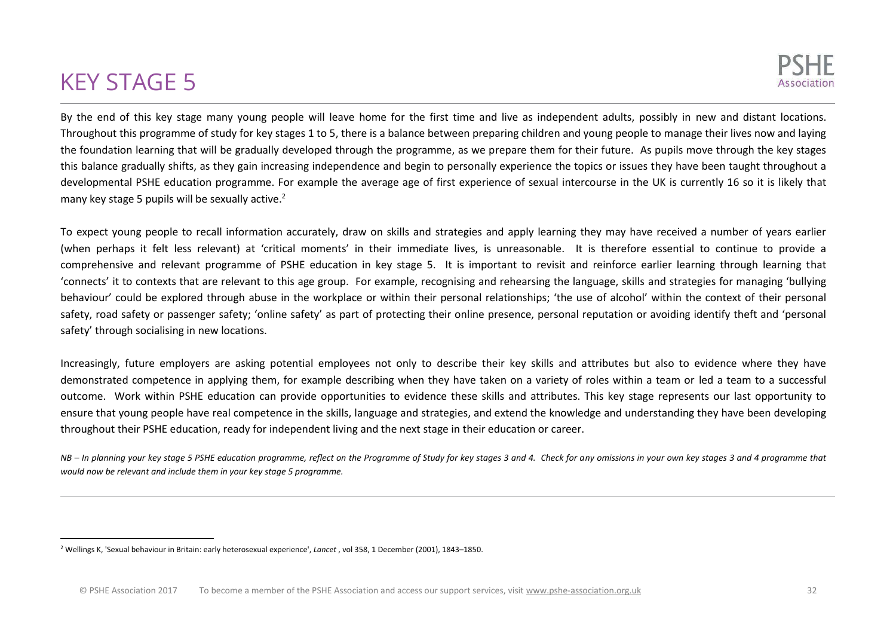# KEY STAGE 5

By the end of this key stage many young people will leave home for the first time and live as independent adults, possibly in new and distant locations. Throughout this programme of study for key stages 1 to 5, there is a balance between preparing children and young people to manage their lives now and laying the foundation learning that will be gradually developed through the programme, as we prepare them for their future. As pupils move through the key stages this balance gradually shifts, as they gain increasing independence and begin to personally experience the topics or issues they have been taught throughout a developmental PSHE education programme. For example the average age of first experience of sexual intercourse in the UK is currently 16 so it is likely that many key stage 5 pupils will be sexually active.[2]

To expect young people to recall information accurately, draw on skills and strategies and apply learning they may have received a number of years earlier (when perhaps it felt less relevant) at 'critical moments' in their immediate lives, is unreasonable. It is therefore essential to continue to provide a comprehensive and relevant programme of PSHE education in key stage 5. It is important to revisit and reinforce earlier learning through learning that 'connects' it to contexts that are relevant to this age group. For example, recognising and rehearsing the language, skills and strategies for managing 'bullying behaviour' could be explored through abuse in the workplace or within their personal relationships; 'the use of alcohol' within the context of their personal safety, road safety or passenger safety; 'online safety' as part of protecting their online presence, personal reputation or avoiding identify theft and 'personal safety' through socialising in new locations.

Increasingly, future employers are asking potential employees not only to describe their key skills and attributes but also to evidence where they have demonstrated competence in applying them, for example describing when they have taken on a variety of roles within a team or led a team to a successful outcome. Work within PSHE education can provide opportunities to evidence these skills and attributes. This key stage represents our last opportunity to ensure that young people have real competence in the skills, language and strategies, and extend the knowledge and understanding they have been developing throughout their PSHE education, ready for independent living and the next stage in their education or career.

*NB – In planning your key stage 5 PSHE education programme, reflect on the Programme of Study for key stages 3 and 4. Check for any omissions in your own key stages 3 and 4 programme that would now be relevant and include them in your key stage 5 programme.*

---

[2] Wellings K, 'Sexual behaviour in Britain: early heterosexual experience', *Lancet* , vol 358, 1 December (2001), 1843–1850.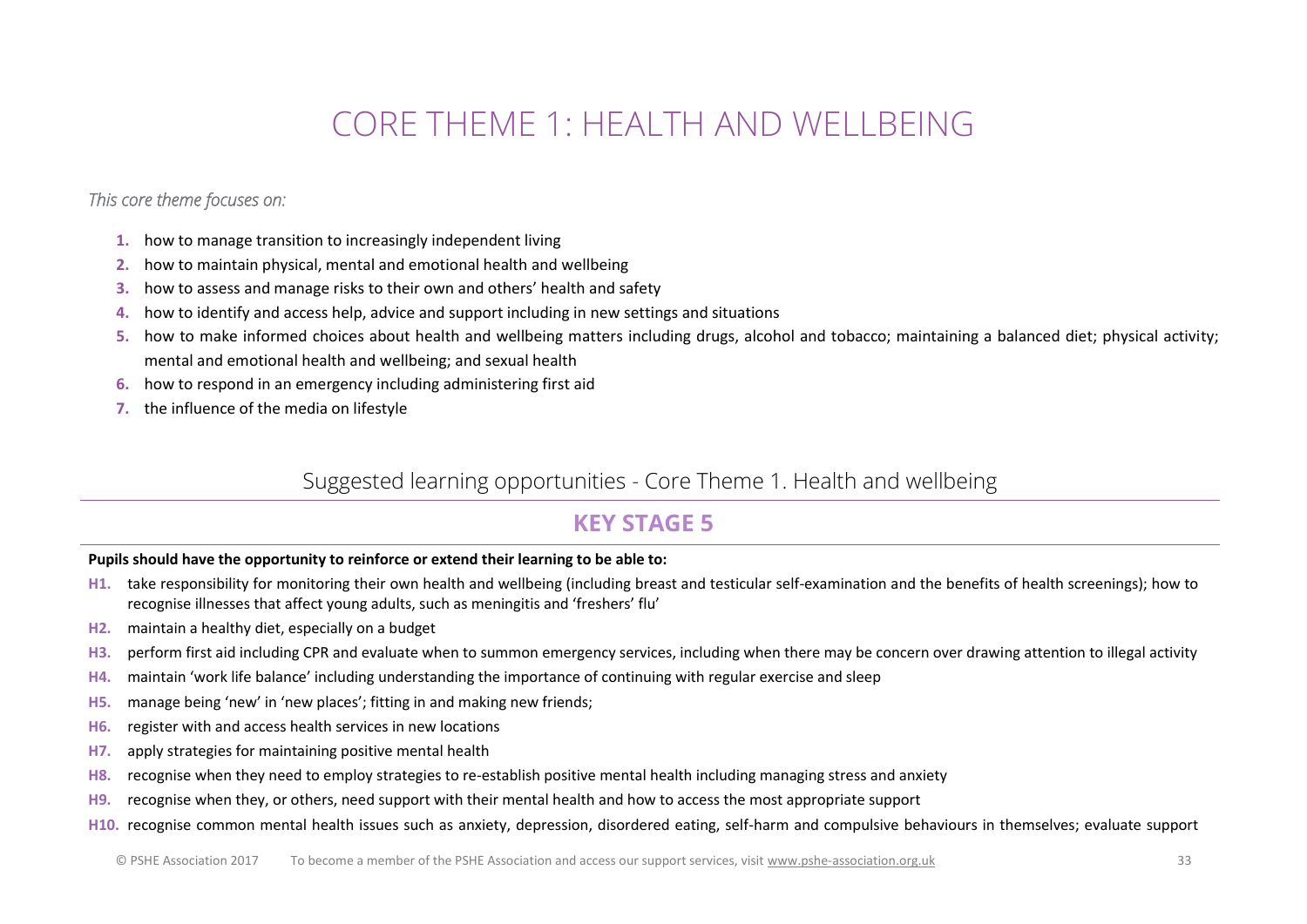# CORE THEME 1: HEALTH AND WELLBEING

*This core theme focuses on:*

1. how to manage transition to increasingly independent living
2. how to maintain physical, mental and emotional health and wellbeing
3. how to assess and manage risks to their own and others' health and safety
4. how to identify and access help, advice and support including in new settings and situations
5. how to make informed choices about health and wellbeing matters including drugs, alcohol and tobacco; maintaining a balanced diet; physical activity; mental and emotional health and wellbeing; and sexual health
6. how to respond in an emergency including administering first aid
7. the influence of the media on lifestyle

## Suggested learning opportunities - Core Theme 1. Health and wellbeing

### KEY STAGE 5

**Pupils should have the opportunity to reinforce or extend their learning to be able to:**

- **H1.** take responsibility for monitoring their own health and wellbeing (including breast and testicular self-examination and the benefits of health screenings); how to recognise illnesses that affect young adults, such as meningitis and 'freshers' flu'
- **H2.** maintain a healthy diet, especially on a budget
- **H3.** perform first aid including CPR and evaluate when to summon emergency services, including when there may be concern over drawing attention to illegal activity
- **H4.** maintain 'work life balance' including understanding the importance of continuing with regular exercise and sleep
- **H5.** manage being 'new' in 'new places'; fitting in and making new friends;
- **H6.** register with and access health services in new locations
- **H7.** apply strategies for maintaining positive mental health
- **H8.** recognise when they need to employ strategies to re-establish positive mental health including managing stress and anxiety
- **H9.** recognise when they, or others, need support with their mental health and how to access the most appropriate support
- **H10.** recognise common mental health issues such as anxiety, depression, disordered eating, self-harm and compulsive behaviours in themselves; evaluate support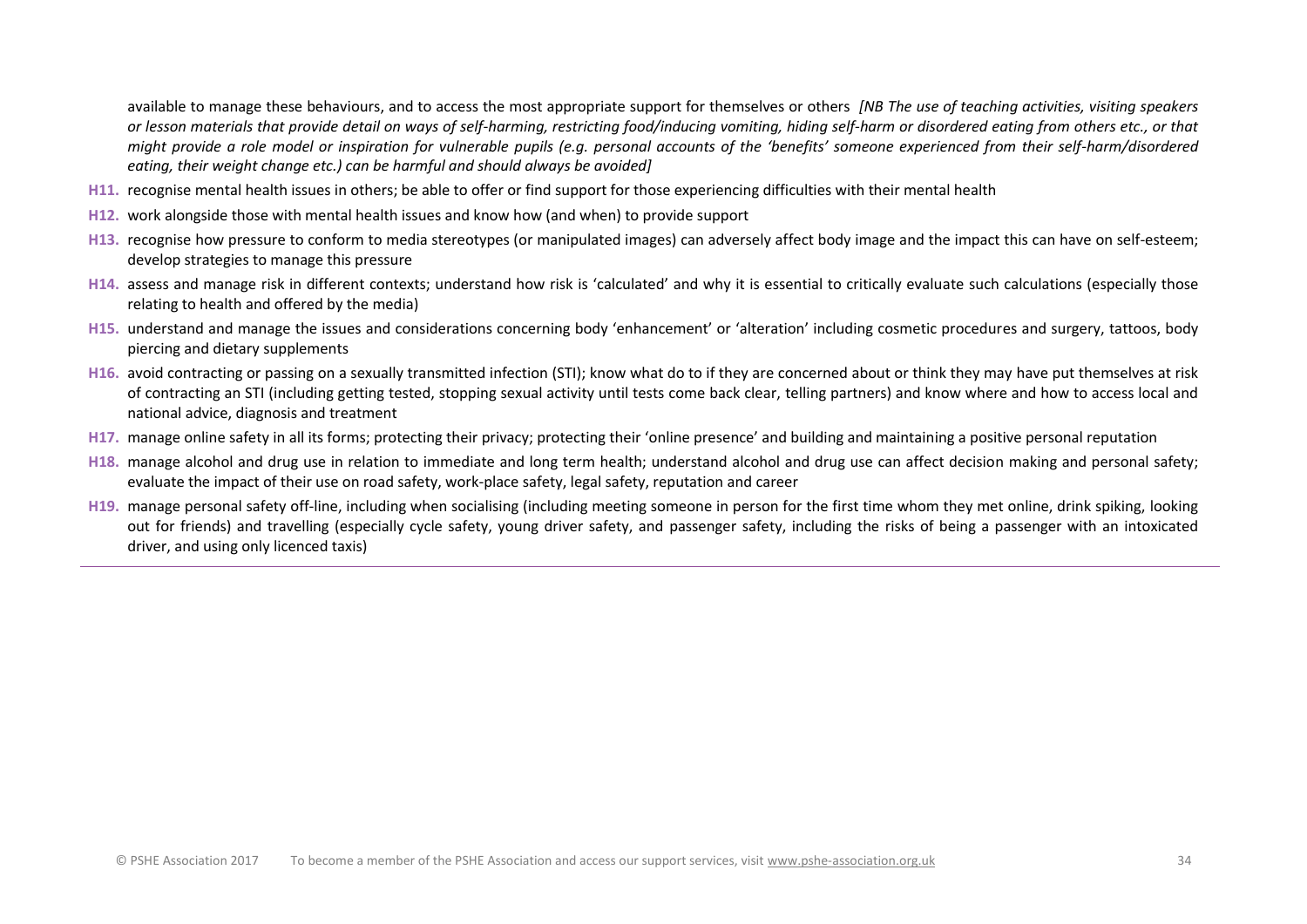available to manage these behaviours, and to access the most appropriate support for themselves or others *[NB The use of teaching activities, visiting speakers or lesson materials that provide detail on ways of self-harming, restricting food/inducing vomiting, hiding self-harm or disordered eating from others etc., or that might provide a role model or inspiration for vulnerable pupils (e.g. personal accounts of the 'benefits' someone experienced from their self-harm/disordered eating, their weight change etc.) can be harmful and should always be avoided]*

**H11.** recognise mental health issues in others; be able to offer or find support for those experiencing difficulties with their mental health

**H12.** work alongside those with mental health issues and know how (and when) to provide support

**H13.** recognise how pressure to conform to media stereotypes (or manipulated images) can adversely affect body image and the impact this can have on self-esteem; develop strategies to manage this pressure

**H14.** assess and manage risk in different contexts; understand how risk is 'calculated' and why it is essential to critically evaluate such calculations (especially those relating to health and offered by the media)

**H15.** understand and manage the issues and considerations concerning body 'enhancement' or 'alteration' including cosmetic procedures and surgery, tattoos, body piercing and dietary supplements

**H16.** avoid contracting or passing on a sexually transmitted infection (STI); know what do to if they are concerned about or think they may have put themselves at risk of contracting an STI (including getting tested, stopping sexual activity until tests come back clear, telling partners) and know where and how to access local and national advice, diagnosis and treatment

**H17.** manage online safety in all its forms; protecting their privacy; protecting their 'online presence' and building and maintaining a positive personal reputation

**H18.** manage alcohol and drug use in relation to immediate and long term health; understand alcohol and drug use can affect decision making and personal safety; evaluate the impact of their use on road safety, work-place safety, legal safety, reputation and career

**H19.** manage personal safety off-line, including when socialising (including meeting someone in person for the first time whom they met online, drink spiking, looking out for friends) and travelling (especially cycle safety, young driver safety, and passenger safety, including the risks of being a passenger with an intoxicated driver, and using only licenced taxis)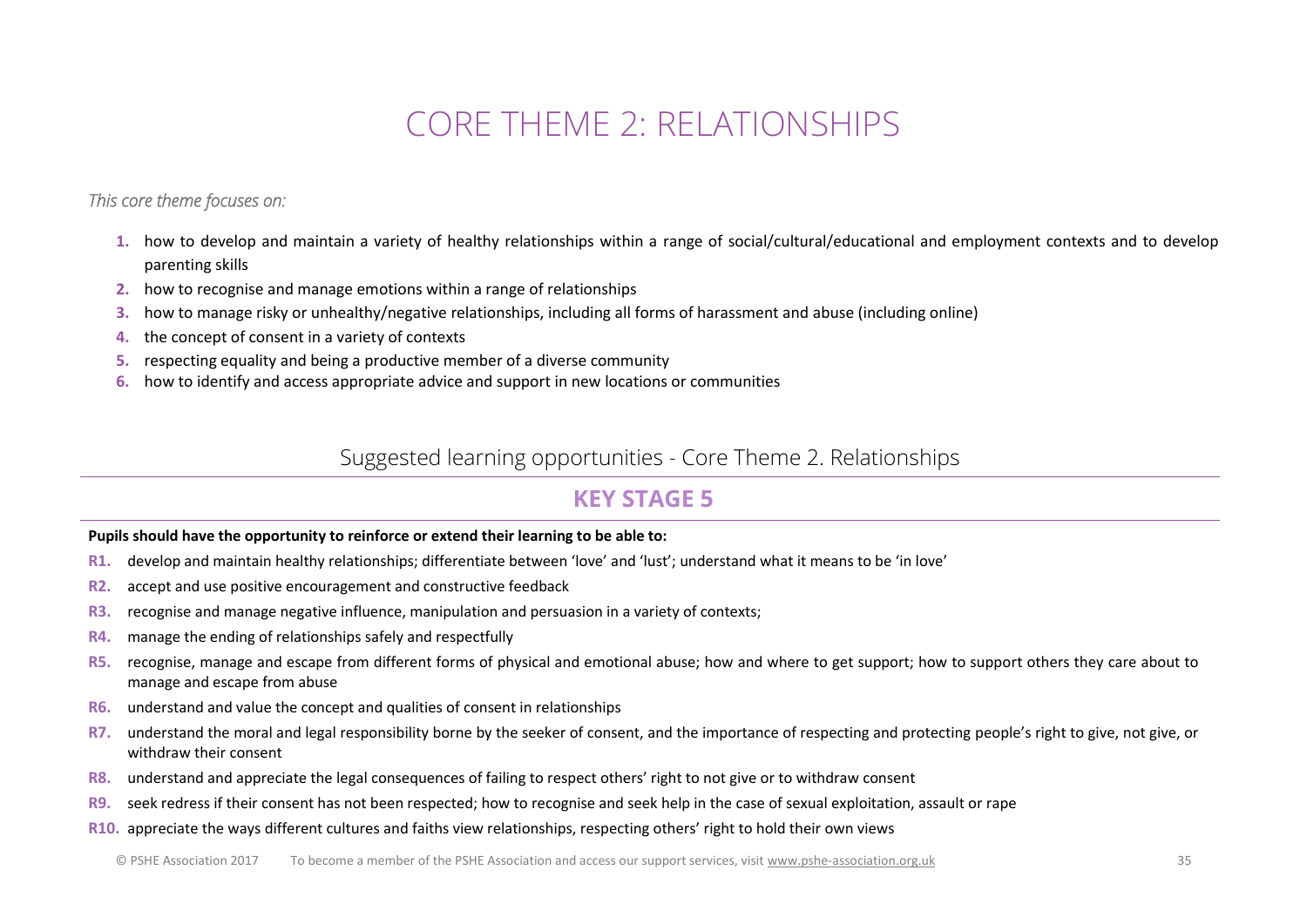# CORE THEME 2: RELATIONSHIPS

*This core theme focuses on:*

1. how to develop and maintain a variety of healthy relationships within a range of social/cultural/educational and employment contexts and to develop parenting skills
2. how to recognise and manage emotions within a range of relationships
3. how to manage risky or unhealthy/negative relationships, including all forms of harassment and abuse (including online)
4. the concept of consent in a variety of contexts
5. respecting equality and being a productive member of a diverse community
6. how to identify and access appropriate advice and support in new locations or communities

## Suggested learning opportunities - Core Theme 2. Relationships

### KEY STAGE 5

**Pupils should have the opportunity to reinforce or extend their learning to be able to:**

- **R1.** develop and maintain healthy relationships; differentiate between 'love' and 'lust'; understand what it means to be 'in love'
- **R2.** accept and use positive encouragement and constructive feedback
- **R3.** recognise and manage negative influence, manipulation and persuasion in a variety of contexts;
- **R4.** manage the ending of relationships safely and respectfully
- **R5.** recognise, manage and escape from different forms of physical and emotional abuse; how and where to get support; how to support others they care about to manage and escape from abuse
- **R6.** understand and value the concept and qualities of consent in relationships
- **R7.** understand the moral and legal responsibility borne by the seeker of consent, and the importance of respecting and protecting people's right to give, not give, or withdraw their consent
- **R8.** understand and appreciate the legal consequences of failing to respect others' right to not give or to withdraw consent
- **R9.** seek redress if their consent has not been respected; how to recognise and seek help in the case of sexual exploitation, assault or rape
- **R10.** appreciate the ways different cultures and faiths view relationships, respecting others' right to hold their own views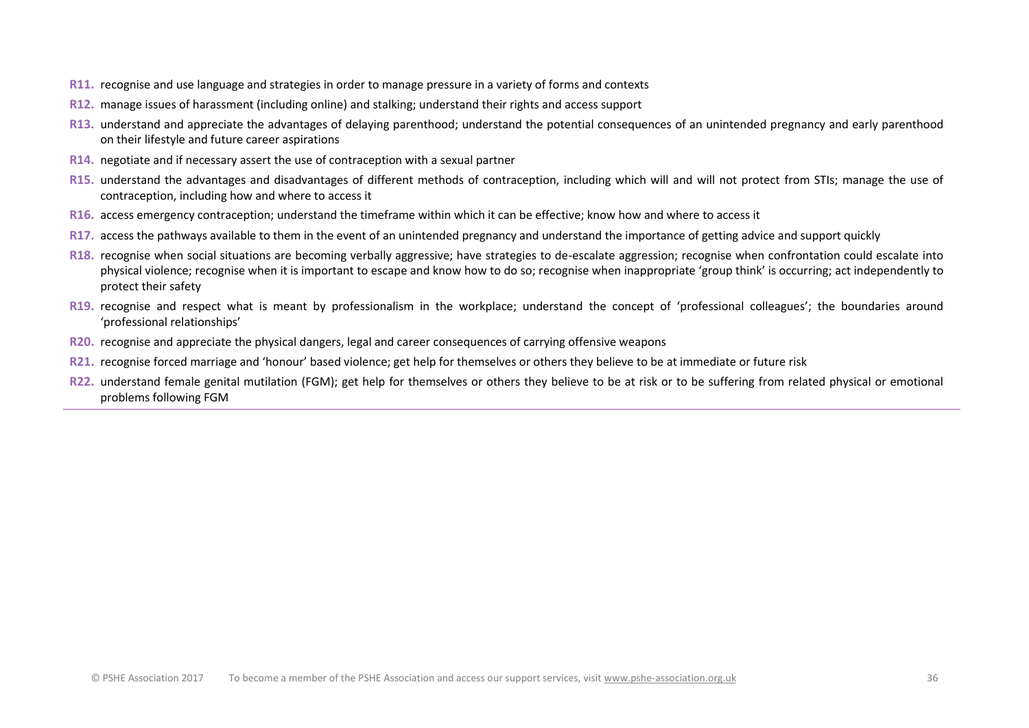**R11.** recognise and use language and strategies in order to manage pressure in a variety of forms and contexts

**R12.** manage issues of harassment (including online) and stalking; understand their rights and access support

**R13.** understand and appreciate the advantages of delaying parenthood; understand the potential consequences of an unintended pregnancy and early parenthood on their lifestyle and future career aspirations

**R14.** negotiate and if necessary assert the use of contraception with a sexual partner

**R15.** understand the advantages and disadvantages of different methods of contraception, including which will and will not protect from STIs; manage the use of contraception, including how and where to access it

**R16.** access emergency contraception; understand the timeframe within which it can be effective; know how and where to access it

**R17.** access the pathways available to them in the event of an unintended pregnancy and understand the importance of getting advice and support quickly

**R18.** recognise when social situations are becoming verbally aggressive; have strategies to de-escalate aggression; recognise when confrontation could escalate into physical violence; recognise when it is important to escape and know how to do so; recognise when inappropriate 'group think' is occurring; act independently to protect their safety

**R19.** recognise and respect what is meant by professionalism in the workplace; understand the concept of 'professional colleagues'; the boundaries around 'professional relationships'

**R20.** recognise and appreciate the physical dangers, legal and career consequences of carrying offensive weapons

**R21.** recognise forced marriage and 'honour' based violence; get help for themselves or others they believe to be at immediate or future risk

**R22.** understand female genital mutilation (FGM); get help for themselves or others they believe to be at risk or to be suffering from related physical or emotional problems following FGM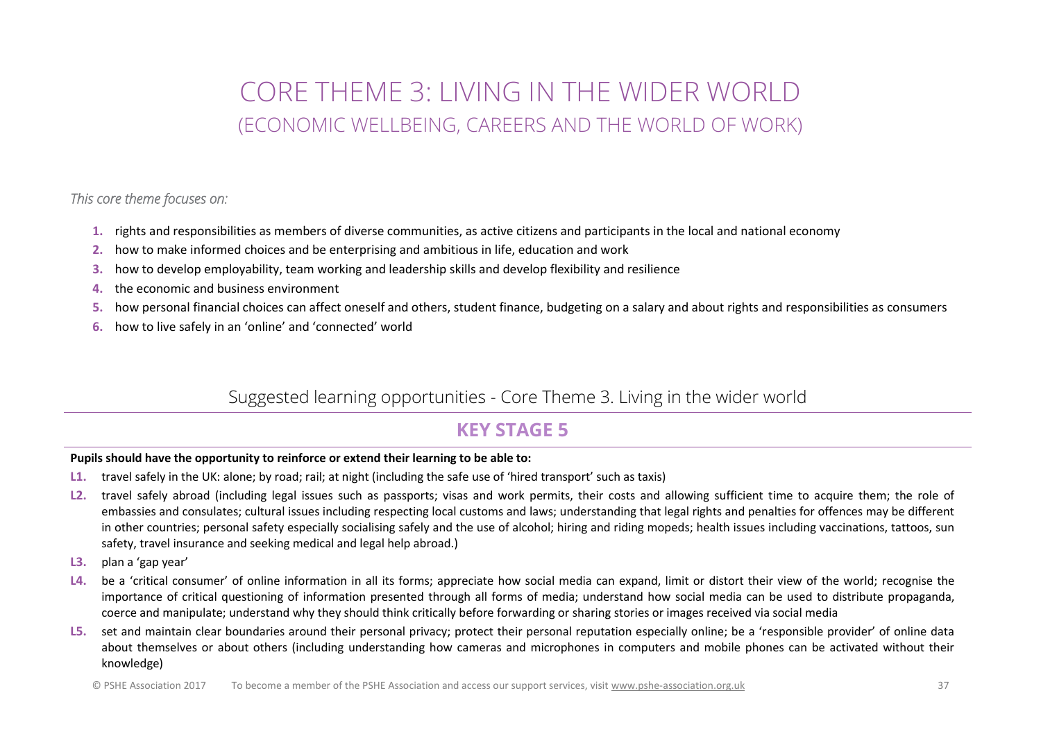# CORE THEME 3: LIVING IN THE WIDER WORLD

## (ECONOMIC WELLBEING, CAREERS AND THE WORLD OF WORK)

*This core theme focuses on:*

1. rights and responsibilities as members of diverse communities, as active citizens and participants in the local and national economy
2. how to make informed choices and be enterprising and ambitious in life, education and work
3. how to develop employability, team working and leadership skills and develop flexibility and resilience
4. the economic and business environment
5. how personal financial choices can affect oneself and others, student finance, budgeting on a salary and about rights and responsibilities as consumers
6. how to live safely in an 'online' and 'connected' world

### Suggested learning opportunities - Core Theme 3. Living in the wider world

## KEY STAGE 5

**Pupils should have the opportunity to reinforce or extend their learning to be able to:**

**L1.** travel safely in the UK: alone; by road; rail; at night (including the safe use of 'hired transport' such as taxis)

**L2.** travel safely abroad (including legal issues such as passports; visas and work permits, their costs and allowing sufficient time to acquire them; the role of embassies and consulates; cultural issues including respecting local customs and laws; understanding that legal rights and penalties for offences may be different in other countries; personal safety especially socialising safely and the use of alcohol; hiring and riding mopeds; health issues including vaccinations, tattoos, sun safety, travel insurance and seeking medical and legal help abroad.)

**L3.** plan a 'gap year'

**L4.** be a 'critical consumer' of online information in all its forms; appreciate how social media can expand, limit or distort their view of the world; recognise the importance of critical questioning of information presented through all forms of media; understand how social media can be used to distribute propaganda, coerce and manipulate; understand why they should think critically before forwarding or sharing stories or images received via social media

**L5.** set and maintain clear boundaries around their personal privacy; protect their personal reputation especially online; be a 'responsible provider' of online data about themselves or about others (including understanding how cameras and microphones in computers and mobile phones can be activated without their knowledge)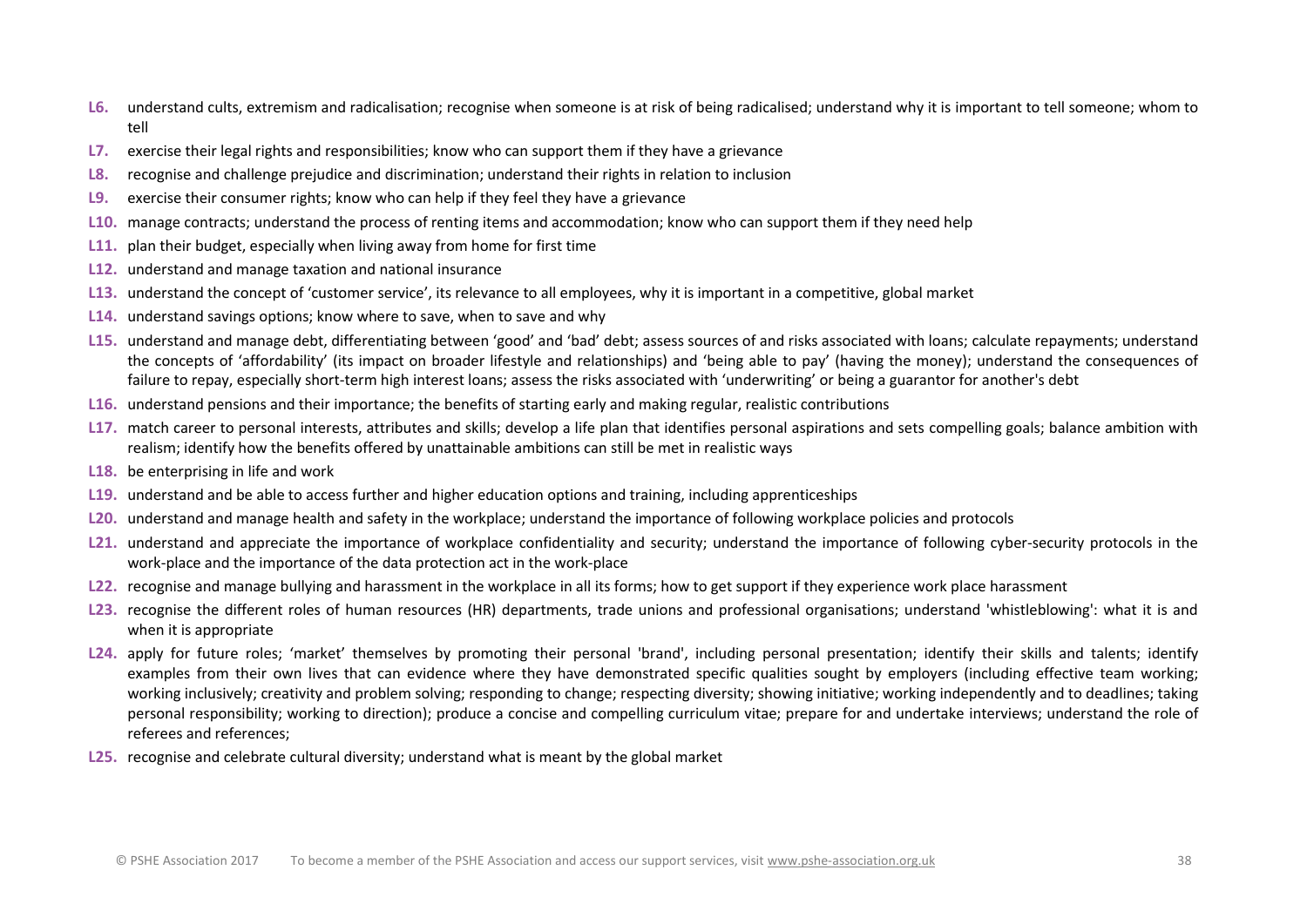- **L6.** understand cults, extremism and radicalisation; recognise when someone is at risk of being radicalised; understand why it is important to tell someone; whom to tell
- **L7.** exercise their legal rights and responsibilities; know who can support them if they have a grievance
- **L8.** recognise and challenge prejudice and discrimination; understand their rights in relation to inclusion
- **L9.** exercise their consumer rights; know who can help if they feel they have a grievance
- **L10.** manage contracts; understand the process of renting items and accommodation; know who can support them if they need help
- **L11.** plan their budget, especially when living away from home for first time
- **L12.** understand and manage taxation and national insurance
- **L13.** understand the concept of 'customer service', its relevance to all employees, why it is important in a competitive, global market
- **L14.** understand savings options; know where to save, when to save and why
- **L15.** understand and manage debt, differentiating between 'good' and 'bad' debt; assess sources of and risks associated with loans; calculate repayments; understand the concepts of 'affordability' (its impact on broader lifestyle and relationships) and 'being able to pay' (having the money); understand the consequences of failure to repay, especially short-term high interest loans; assess the risks associated with 'underwriting' or being a guarantor for another's debt
- **L16.** understand pensions and their importance; the benefits of starting early and making regular, realistic contributions
- **L17.** match career to personal interests, attributes and skills; develop a life plan that identifies personal aspirations and sets compelling goals; balance ambition with realism; identify how the benefits offered by unattainable ambitions can still be met in realistic ways
- **L18.** be enterprising in life and work
- **L19.** understand and be able to access further and higher education options and training, including apprenticeships
- **L20.** understand and manage health and safety in the workplace; understand the importance of following workplace policies and protocols
- **L21.** understand and appreciate the importance of workplace confidentiality and security; understand the importance of following cyber-security protocols in the work-place and the importance of the data protection act in the work-place
- **L22.** recognise and manage bullying and harassment in the workplace in all its forms; how to get support if they experience work place harassment
- **L23.** recognise the different roles of human resources (HR) departments, trade unions and professional organisations; understand 'whistleblowing': what it is and when it is appropriate
- **L24.** apply for future roles; 'market' themselves by promoting their personal 'brand', including personal presentation; identify their skills and talents; identify examples from their own lives that can evidence where they have demonstrated specific qualities sought by employers (including effective team working; working inclusively; creativity and problem solving; responding to change; respecting diversity; showing initiative; working independently and to deadlines; taking personal responsibility; working to direction); produce a concise and compelling curriculum vitae; prepare for and undertake interviews; understand the role of referees and references;
- **L25.** recognise and celebrate cultural diversity; understand what is meant by the global market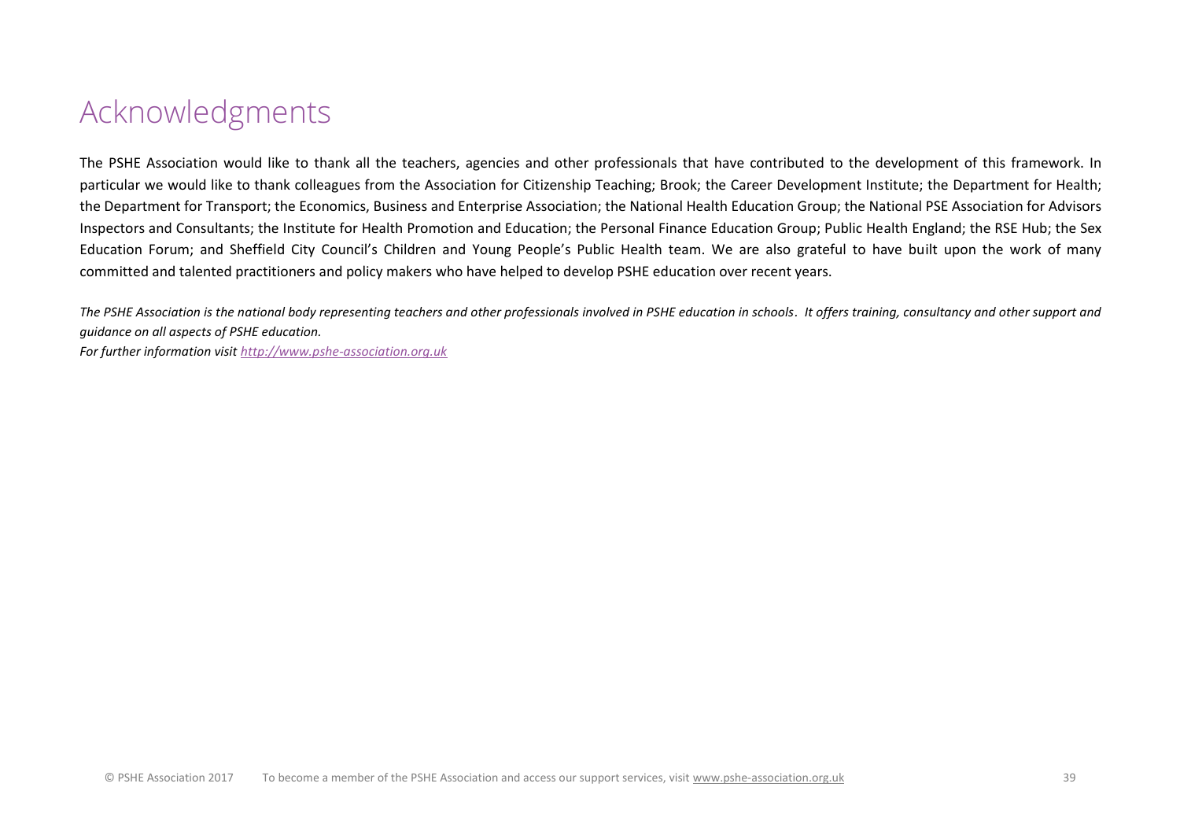# Acknowledgments

The PSHE Association would like to thank all the teachers, agencies and other professionals that have contributed to the development of this framework. In particular we would like to thank colleagues from the Association for Citizenship Teaching; Brook; the Career Development Institute; the Department for Health; the Department for Transport; the Economics, Business and Enterprise Association; the National Health Education Group; the National PSE Association for Advisors Inspectors and Consultants; the Institute for Health Promotion and Education; the Personal Finance Education Group; Public Health England; the RSE Hub; the Sex Education Forum; and Sheffield City Council's Children and Young People's Public Health team. We are also grateful to have built upon the work of many committed and talented practitioners and policy makers who have helped to develop PSHE education over recent years.

*The PSHE Association is the national body representing teachers and other professionals involved in PSHE education in schools. It offers training, consultancy and other support and guidance on all aspects of PSHE education.*
*For further information visit http://www.pshe-association.org.uk*